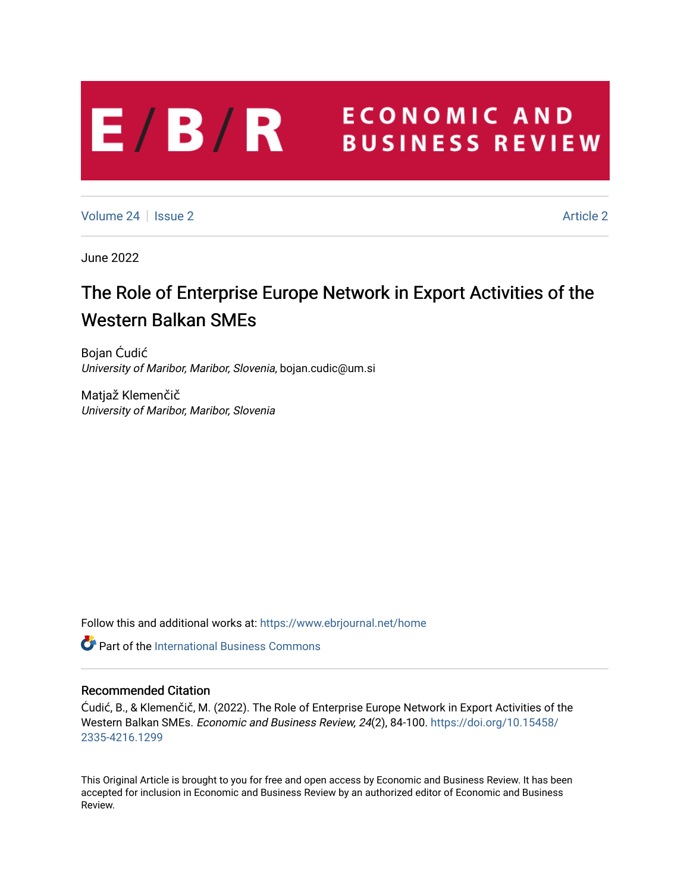# E/B/R ECONOMIC AND BUSINESS REVIEW

Volume 24 | Issue 2 | Article 2

June 2022

# The Role of Enterprise Europe Network in Export Activities of the Western Balkan SMEs

Bojan Ćudić
*University of Maribor, Maribor, Slovenia*, bojan.cudic@um.si

Matjaž Klemenčič
*University of Maribor, Maribor, Slovenia*

Follow this and additional works at: https://www.ebrjournal.net/home

Part of the International Business Commons

## Recommended Citation

Ćudić, B., & Klemenčič, M. (2022). The Role of Enterprise Europe Network in Export Activities of the Western Balkan SMEs. *Economic and Business Review, 24*(2), 84-100. https://doi.org/10.15458/2335-4216.1299

This Original Article is brought to you for free and open access by Economic and Business Review. It has been accepted for inclusion in Economic and Business Review by an authorized editor of Economic and Business Review.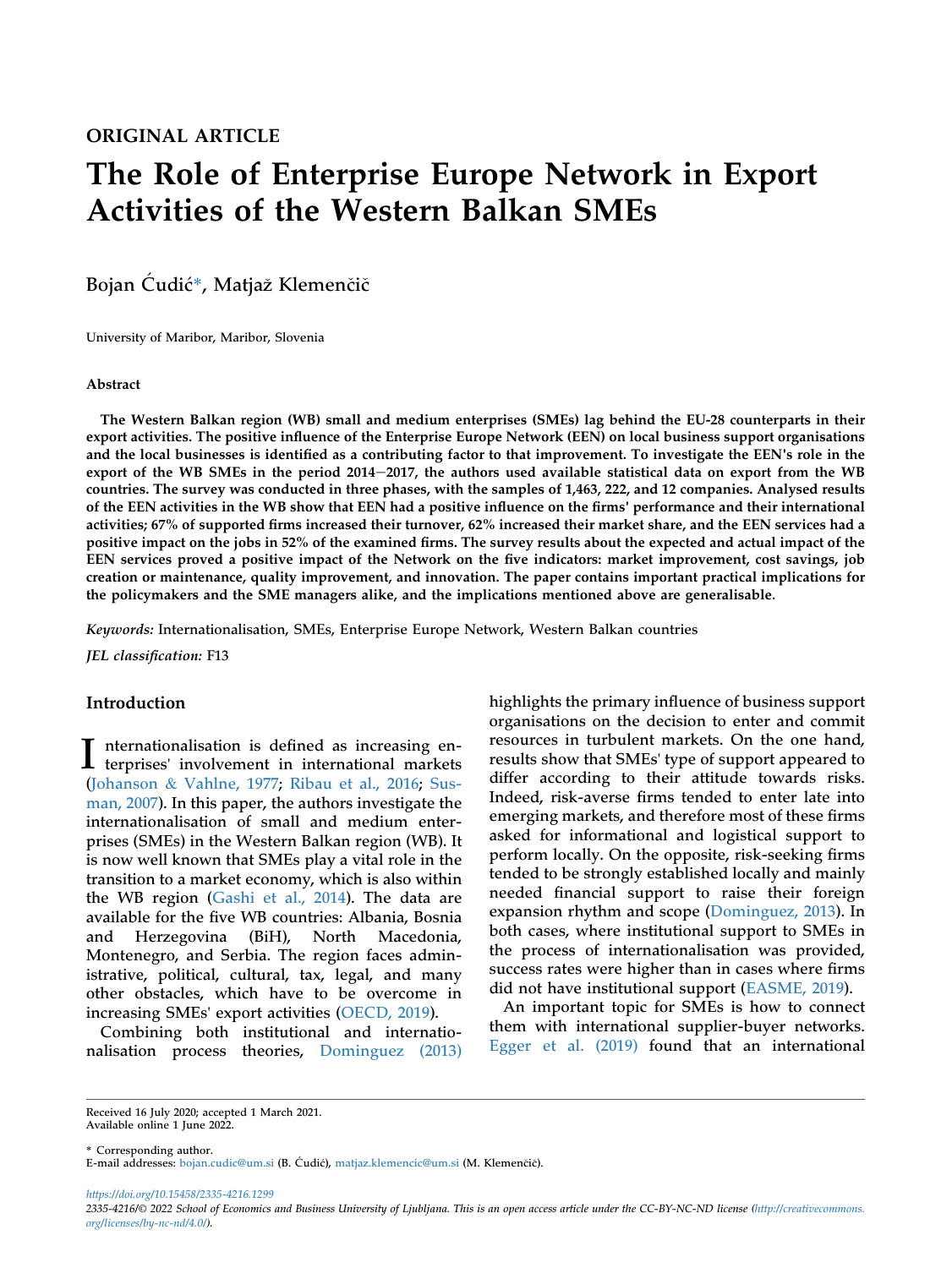ORIGINAL ARTICLE

# The Role of Enterprise Europe Network in Export Activities of the Western Balkan SMEs

Bojan Ćudić*, Matjaž Klemenčič

University of Maribor, Maribor, Slovenia

## Abstract

**The Western Balkan region (WB) small and medium enterprises (SMEs) lag behind the EU-28 counterparts in their export activities. The positive influence of the Enterprise Europe Network (EEN) on local business support organisations and the local businesses is identified as a contributing factor to that improvement. To investigate the EEN's role in the export of the WB SMEs in the period 2014−2017, the authors used available statistical data on export from the WB countries. The survey was conducted in three phases, with the samples of 1,463, 222, and 12 companies. Analysed results of the EEN activities in the WB show that EEN had a positive influence on the firms' performance and their international activities; 67% of supported firms increased their turnover, 62% increased their market share, and the EEN services had a positive impact on the jobs in 52% of the examined firms. The survey results about the expected and actual impact of the EEN services proved a positive impact of the Network on the five indicators: market improvement, cost savings, job creation or maintenance, quality improvement, and innovation. The paper contains important practical implications for the policymakers and the SME managers alike, and the implications mentioned above are generalisable.**

*Keywords:* Internationalisation, SMEs, Enterprise Europe Network, Western Balkan countries

*JEL classification:* F13

## Introduction

Internationalisation is defined as increasing enterprises' involvement in international markets (Johanson & Vahlne, 1977; Ribau et al., 2016; Susman, 2007). In this paper, the authors investigate the internationalisation of small and medium enterprises (SMEs) in the Western Balkan region (WB). It is now well known that SMEs play a vital role in the transition to a market economy, which is also within the WB region (Gashi et al., 2014). The data are available for the five WB countries: Albania, Bosnia and Herzegovina (BiH), North Macedonia, Montenegro, and Serbia. The region faces administrative, political, cultural, tax, legal, and many other obstacles, which have to be overcome in increasing SMEs' export activities (OECD, 2019).

Combining both institutional and internationalisation process theories, Dominguez (2013) highlights the primary influence of business support organisations on the decision to enter and commit resources in turbulent markets. On the one hand, results show that SMEs' type of support appeared to differ according to their attitude towards risks. Indeed, risk-averse firms tended to enter late into emerging markets, and therefore most of these firms asked for informational and logistical support to perform locally. On the opposite, risk-seeking firms tended to be strongly established locally and mainly needed financial support to raise their foreign expansion rhythm and scope (Dominguez, 2013). In both cases, where institutional support to SMEs in the process of internationalisation was provided, success rates were higher than in cases where firms did not have institutional support (EASME, 2019).

An important topic for SMEs is how to connect them with international supplier-buyer networks. Egger et al. (2019) found that an international

Received 16 July 2020; accepted 1 March 2021.
Available online 1 June 2022.

\* Corresponding author.
E-mail addresses: bojan.cudic@um.si (B. Ćudić), matjaz.klemencic@um.si (M. Klemenčič).

https://doi.org/10.15458/2335-4216.1299
2335-4216/© 2022 School of Economics and Business University of Ljubljana. This is an open access article under the CC-BY-NC-ND license (http://creativecommons.org/licenses/by-nc-nd/4.0/).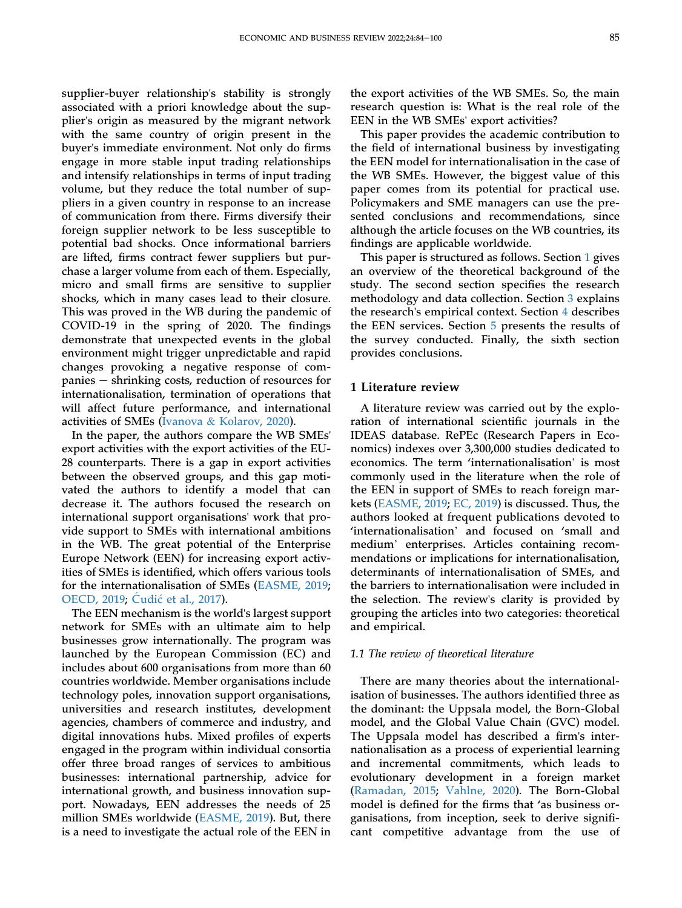supplier-buyer relationship's stability is strongly associated with a priori knowledge about the supplier's origin as measured by the migrant network with the same country of origin present in the buyer's immediate environment. Not only do firms engage in more stable input trading relationships and intensify relationships in terms of input trading volume, but they reduce the total number of suppliers in a given country in response to an increase of communication from there. Firms diversify their foreign supplier network to be less susceptible to potential bad shocks. Once informational barriers are lifted, firms contract fewer suppliers but purchase a larger volume from each of them. Especially, micro and small firms are sensitive to supplier shocks, which in many cases lead to their closure. This was proved in the WB during the pandemic of COVID-19 in the spring of 2020. The findings demonstrate that unexpected events in the global environment might trigger unpredictable and rapid changes provoking a negative response of companies − shrinking costs, reduction of resources for internationalisation, termination of operations that will affect future performance, and international activities of SMEs (Ivanova & Kolarov, 2020).

In the paper, the authors compare the WB SMEs' export activities with the export activities of the EU-28 counterparts. There is a gap in export activities between the observed groups, and this gap motivated the authors to identify a model that can decrease it. The authors focused the research on international support organisations' work that provide support to SMEs with international ambitions in the WB. The great potential of the Enterprise Europe Network (EEN) for increasing export activities of SMEs is identified, which offers various tools for the internationalisation of SMEs (EASME, 2019; OECD, 2019; Ćudić et al., 2017).

The EEN mechanism is the world's largest support network for SMEs with an ultimate aim to help businesses grow internationally. The program was launched by the European Commission (EC) and includes about 600 organisations from more than 60 countries worldwide. Member organisations include technology poles, innovation support organisations, universities and research institutes, development agencies, chambers of commerce and industry, and digital innovations hubs. Mixed profiles of experts engaged in the program within individual consortia offer three broad ranges of services to ambitious businesses: international partnership, advice for international growth, and business innovation support. Nowadays, EEN addresses the needs of 25 million SMEs worldwide (EASME, 2019). But, there is a need to investigate the actual role of the EEN in the export activities of the WB SMEs. So, the main research question is: What is the real role of the EEN in the WB SMEs' export activities?

This paper provides the academic contribution to the field of international business by investigating the EEN model for internationalisation in the case of the WB SMEs. However, the biggest value of this paper comes from its potential for practical use. Policymakers and SME managers can use the presented conclusions and recommendations, since although the article focuses on the WB countries, its findings are applicable worldwide.

This paper is structured as follows. Section 1 gives an overview of the theoretical background of the study. The second section specifies the research methodology and data collection. Section 3 explains the research's empirical context. Section 4 describes the EEN services. Section 5 presents the results of the survey conducted. Finally, the sixth section provides conclusions.

## 1 Literature review

A literature review was carried out by the exploration of international scientific journals in the IDEAS database. RePEc (Research Papers in Economics) indexes over 3,300,000 studies dedicated to economics. The term 'internationalisation' is most commonly used in the literature when the role of the EEN in support of SMEs to reach foreign markets (EASME, 2019; EC, 2019) is discussed. Thus, the authors looked at frequent publications devoted to 'internationalisation' and focused on 'small and medium' enterprises. Articles containing recommendations or implications for internationalisation, determinants of internationalisation of SMEs, and the barriers to internationalisation were included in the selection. The review's clarity is provided by grouping the articles into two categories: theoretical and empirical.

### 1.1 The review of theoretical literature

There are many theories about the internationalisation of businesses. The authors identified three as the dominant: the Uppsala model, the Born-Global model, and the Global Value Chain (GVC) model. The Uppsala model has described a firm's internationalisation as a process of experiential learning and incremental commitments, which leads to evolutionary development in a foreign market (Ramadan, 2015; Vahlne, 2020). The Born-Global model is defined for the firms that 'as business organisations, from inception, seek to derive significant competitive advantage from the use of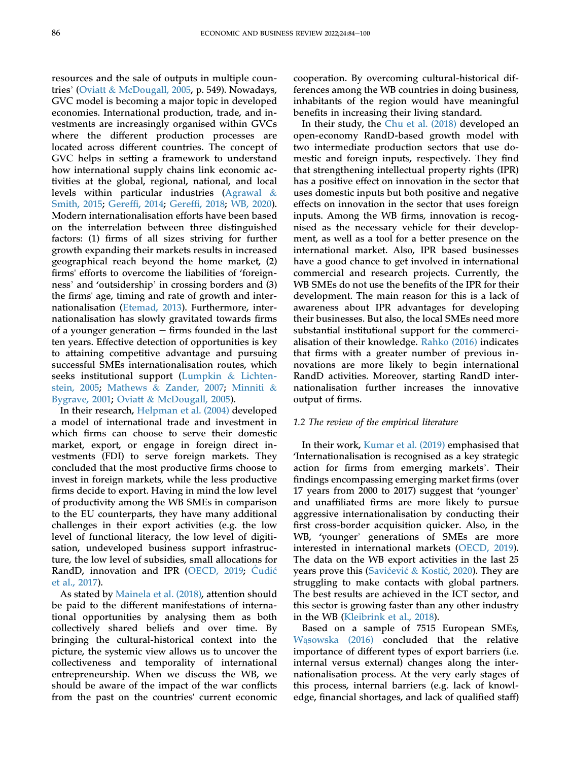resources and the sale of outputs in multiple countries' (Oviatt & McDougall, 2005, p. 549). Nowadays, GVC model is becoming a major topic in developed economies. International production, trade, and investments are increasingly organised within GVCs where the different production processes are located across different countries. The concept of GVC helps in setting a framework to understand how international supply chains link economic activities at the global, regional, national, and local levels within particular industries (Agrawal & Smith, 2015; Gereffi, 2014; Gereffi, 2018; WB, 2020). Modern internationalisation efforts have been based on the interrelation between three distinguished factors: (1) firms of all sizes striving for further growth expanding their markets results in increased geographical reach beyond the home market, (2) firms' efforts to overcome the liabilities of 'foreignness' and 'outsidership' in crossing borders and (3) the firms' age, timing and rate of growth and internationalisation (Etemad, 2013). Furthermore, internationalisation has slowly gravitated towards firms of a younger generation – firms founded in the last ten years. Effective detection of opportunities is key to attaining competitive advantage and pursuing successful SMEs internationalisation routes, which seeks institutional support (Lumpkin & Lichtenstein, 2005; Mathews & Zander, 2007; Minniti & Bygrave, 2001; Oviatt & McDougall, 2005).

In their research, Helpman et al. (2004) developed a model of international trade and investment in which firms can choose to serve their domestic market, export, or engage in foreign direct investments (FDI) to serve foreign markets. They concluded that the most productive firms choose to invest in foreign markets, while the less productive firms decide to export. Having in mind the low level of productivity among the WB SMEs in comparison to the EU counterparts, they have many additional challenges in their export activities (e.g. the low level of functional literacy, the low level of digitisation, undeveloped business support infrastructure, the low level of subsidies, small allocations for RandD, innovation and IPR (OECD, 2019; Ćudić et al., 2017).

As stated by Mainela et al. (2018), attention should be paid to the different manifestations of international opportunities by analysing them as both collectively shared beliefs and over time. By bringing the cultural-historical context into the picture, the systemic view allows us to uncover the collectiveness and temporality of international entrepreneurship. When we discuss the WB, we should be aware of the impact of the war conflicts from the past on the countries' current economic cooperation. By overcoming cultural-historical differences among the WB countries in doing business, inhabitants of the region would have meaningful benefits in increasing their living standard.

In their study, the Chu et al. (2018) developed an open-economy RandD-based growth model with two intermediate production sectors that use domestic and foreign inputs, respectively. They find that strengthening intellectual property rights (IPR) has a positive effect on innovation in the sector that uses domestic inputs but both positive and negative effects on innovation in the sector that uses foreign inputs. Among the WB firms, innovation is recognised as the necessary vehicle for their development, as well as a tool for a better presence on the international market. Also, IPR based businesses have a good chance to get involved in international commercial and research projects. Currently, the WB SMEs do not use the benefits of the IPR for their development. The main reason for this is a lack of awareness about IPR advantages for developing their businesses. But also, the local SMEs need more substantial institutional support for the commercialisation of their knowledge. Rahko (2016) indicates that firms with a greater number of previous innovations are more likely to begin international RandD activities. Moreover, starting RandD internationalisation further increases the innovative output of firms.

### 1.2 The review of the empirical literature

In their work, Kumar et al. (2019) emphasised that 'Internationalisation is recognised as a key strategic action for firms from emerging markets'. Their findings encompassing emerging market firms (over 17 years from 2000 to 2017) suggest that 'younger' and unaffiliated firms are more likely to pursue aggressive internationalisation by conducting their first cross-border acquisition quicker. Also, in the WB, 'younger' generations of SMEs are more interested in international markets (OECD, 2019). The data on the WB export activities in the last 25 years prove this (Savićević & Kostić, 2020). They are struggling to make contacts with global partners. The best results are achieved in the ICT sector, and this sector is growing faster than any other industry in the WB (Kleibrink et al., 2018).

Based on a sample of 7515 European SMEs, Wąsowska (2016) concluded that the relative importance of different types of export barriers (i.e. internal versus external) changes along the internationalisation process. At the very early stages of this process, internal barriers (e.g. lack of knowledge, financial shortages, and lack of qualified staff)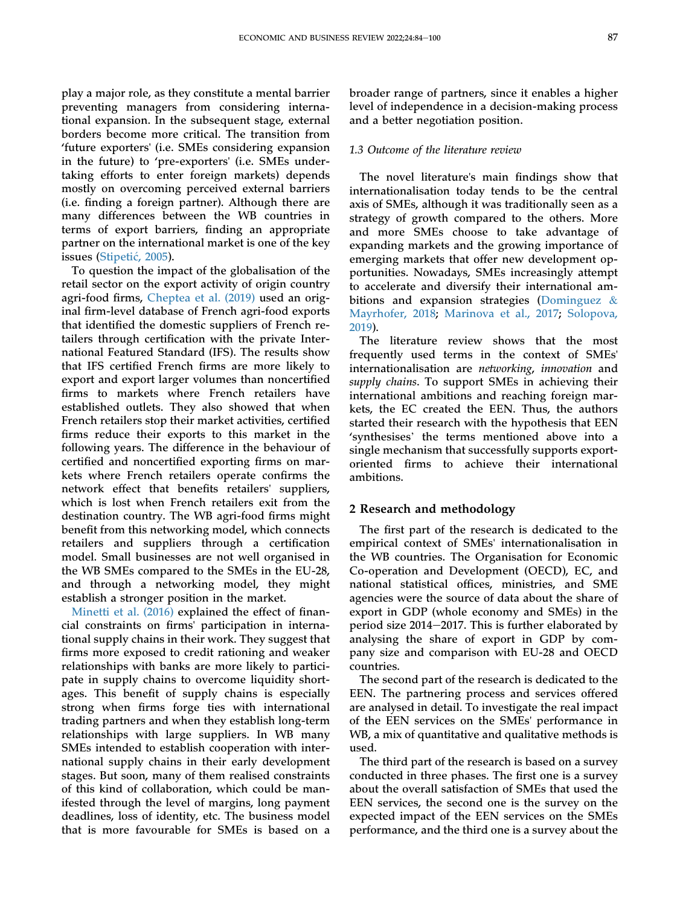play a major role, as they constitute a mental barrier preventing managers from considering international expansion. In the subsequent stage, external borders become more critical. The transition from 'future exporters' (i.e. SMEs considering expansion in the future) to 'pre-exporters' (i.e. SMEs undertaking efforts to enter foreign markets) depends mostly on overcoming perceived external barriers (i.e. finding a foreign partner). Although there are many differences between the WB countries in terms of export barriers, finding an appropriate partner on the international market is one of the key issues (Stipetić, 2005).

To question the impact of the globalisation of the retail sector on the export activity of origin country agri-food firms, Cheptea et al. (2019) used an original firm-level database of French agri-food exports that identified the domestic suppliers of French retailers through certification with the private International Featured Standard (IFS). The results show that IFS certified French firms are more likely to export and export larger volumes than noncertified firms to markets where French retailers have established outlets. They also showed that when French retailers stop their market activities, certified firms reduce their exports to this market in the following years. The difference in the behaviour of certified and noncertified exporting firms on markets where French retailers operate confirms the network effect that benefits retailers' suppliers, which is lost when French retailers exit from the destination country. The WB agri-food firms might benefit from this networking model, which connects retailers and suppliers through a certification model. Small businesses are not well organised in the WB SMEs compared to the SMEs in the EU-28, and through a networking model, they might establish a stronger position in the market.

Minetti et al. (2016) explained the effect of financial constraints on firms' participation in international supply chains in their work. They suggest that firms more exposed to credit rationing and weaker relationships with banks are more likely to participate in supply chains to overcome liquidity shortages. This benefit of supply chains is especially strong when firms forge ties with international trading partners and when they establish long-term relationships with large suppliers. In WB many SMEs intended to establish cooperation with international supply chains in their early development stages. But soon, many of them realised constraints of this kind of collaboration, which could be manifested through the level of margins, long payment deadlines, loss of identity, etc. The business model that is more favourable for SMEs is based on a broader range of partners, since it enables a higher level of independence in a decision-making process and a better negotiation position.

### *1.3 Outcome of the literature review*

The novel literature's main findings show that internationalisation today tends to be the central axis of SMEs, although it was traditionally seen as a strategy of growth compared to the others. More and more SMEs choose to take advantage of expanding markets and the growing importance of emerging markets that offer new development opportunities. Nowadays, SMEs increasingly attempt to accelerate and diversify their international ambitions and expansion strategies (Dominguez & Mayrhofer, 2018; Marinova et al., 2017; Solopova, 2019).

The literature review shows that the most frequently used terms in the context of SMEs' internationalisation are *networking*, *innovation* and *supply chains*. To support SMEs in achieving their international ambitions and reaching foreign markets, the EC created the EEN. Thus, the authors started their research with the hypothesis that EEN 'synthesises' the terms mentioned above into a single mechanism that successfully supports export-oriented firms to achieve their international ambitions.

## 2 Research and methodology

The first part of the research is dedicated to the empirical context of SMEs' internationalisation in the WB countries. The Organisation for Economic Co-operation and Development (OECD), EC, and national statistical offices, ministries, and SME agencies were the source of data about the share of export in GDP (whole economy and SMEs) in the period size 2014–2017. This is further elaborated by analysing the share of export in GDP by company size and comparison with EU-28 and OECD countries.

The second part of the research is dedicated to the EEN. The partnering process and services offered are analysed in detail. To investigate the real impact of the EEN services on the SMEs' performance in WB, a mix of quantitative and qualitative methods is used.

The third part of the research is based on a survey conducted in three phases. The first one is a survey about the overall satisfaction of SMEs that used the EEN services, the second one is the survey on the expected impact of the EEN services on the SMEs performance, and the third one is a survey about the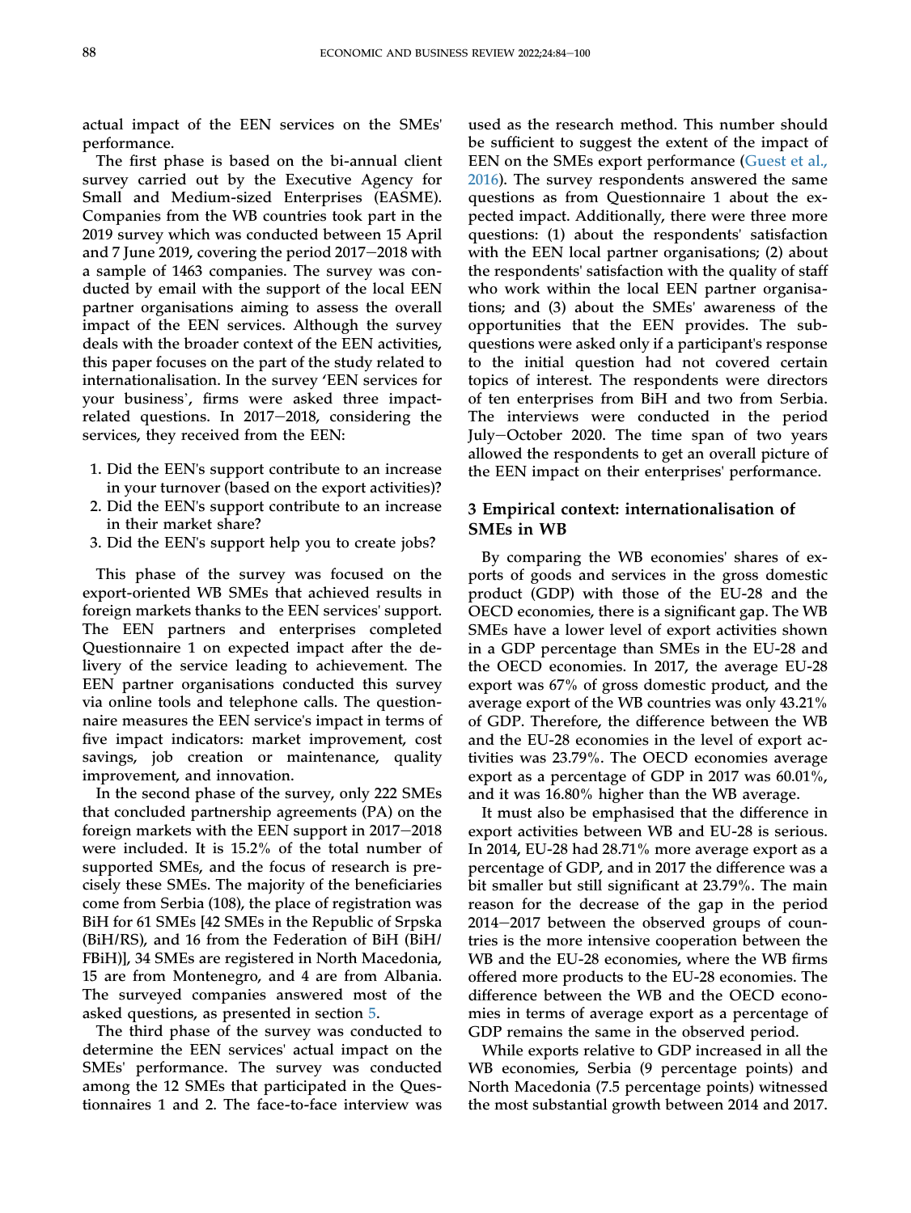actual impact of the EEN services on the SMEs' performance.

The first phase is based on the bi-annual client survey carried out by the Executive Agency for Small and Medium-sized Enterprises (EASME). Companies from the WB countries took part in the 2019 survey which was conducted between 15 April and 7 June 2019, covering the period 2017–2018 with a sample of 1463 companies. The survey was conducted by email with the support of the local EEN partner organisations aiming to assess the overall impact of the EEN services. Although the survey deals with the broader context of the EEN activities, this paper focuses on the part of the study related to internationalisation. In the survey 'EEN services for your business', firms were asked three impact-related questions. In 2017–2018, considering the services, they received from the EEN:

1. Did the EEN's support contribute to an increase in your turnover (based on the export activities)?
2. Did the EEN's support contribute to an increase in their market share?
3. Did the EEN's support help you to create jobs?

This phase of the survey was focused on the export-oriented WB SMEs that achieved results in foreign markets thanks to the EEN services' support. The EEN partners and enterprises completed Questionnaire 1 on expected impact after the delivery of the service leading to achievement. The EEN partner organisations conducted this survey via online tools and telephone calls. The questionnaire measures the EEN service's impact in terms of five impact indicators: market improvement, cost savings, job creation or maintenance, quality improvement, and innovation.

In the second phase of the survey, only 222 SMEs that concluded partnership agreements (PA) on the foreign markets with the EEN support in 2017–2018 were included. It is 15.2% of the total number of supported SMEs, and the focus of research is precisely these SMEs. The majority of the beneficiaries come from Serbia (108), the place of registration was BiH for 61 SMEs [42 SMEs in the Republic of Srpska (BiH/RS), and 16 from the Federation of BiH (BiH/FBiH)], 34 SMEs are registered in North Macedonia, 15 are from Montenegro, and 4 are from Albania. The surveyed companies answered most of the asked questions, as presented in section 5.

The third phase of the survey was conducted to determine the EEN services' actual impact on the SMEs' performance. The survey was conducted among the 12 SMEs that participated in the Questionnaires 1 and 2. The face-to-face interview was used as the research method. This number should be sufficient to suggest the extent of the impact of EEN on the SMEs export performance (Guest et al., 2016). The survey respondents answered the same questions as from Questionnaire 1 about the expected impact. Additionally, there were three more questions: (1) about the respondents' satisfaction with the EEN local partner organisations; (2) about the respondents' satisfaction with the quality of staff who work within the local EEN partner organisations; and (3) about the SMEs' awareness of the opportunities that the EEN provides. The sub-questions were asked only if a participant's response to the initial question had not covered certain topics of interest. The respondents were directors of ten enterprises from BiH and two from Serbia. The interviews were conducted in the period July–October 2020. The time span of two years allowed the respondents to get an overall picture of the EEN impact on their enterprises' performance.

## 3 Empirical context: internationalisation of SMEs in WB

By comparing the WB economies' shares of exports of goods and services in the gross domestic product (GDP) with those of the EU-28 and the OECD economies, there is a significant gap. The WB SMEs have a lower level of export activities shown in a GDP percentage than SMEs in the EU-28 and the OECD economies. In 2017, the average EU-28 export was 67% of gross domestic product, and the average export of the WB countries was only 43.21% of GDP. Therefore, the difference between the WB and the EU-28 economies in the level of export activities was 23.79%. The OECD economies average export as a percentage of GDP in 2017 was 60.01%, and it was 16.80% higher than the WB average.

It must also be emphasised that the difference in export activities between WB and EU-28 is serious. In 2014, EU-28 had 28.71% more average export as a percentage of GDP, and in 2017 the difference was a bit smaller but still significant at 23.79%. The main reason for the decrease of the gap in the period 2014–2017 between the observed groups of countries is the more intensive cooperation between the WB and the EU-28 economies, where the WB firms offered more products to the EU-28 economies. The difference between the WB and the OECD economies in terms of average export as a percentage of GDP remains the same in the observed period.

While exports relative to GDP increased in all the WB economies, Serbia (9 percentage points) and North Macedonia (7.5 percentage points) witnessed the most substantial growth between 2014 and 2017.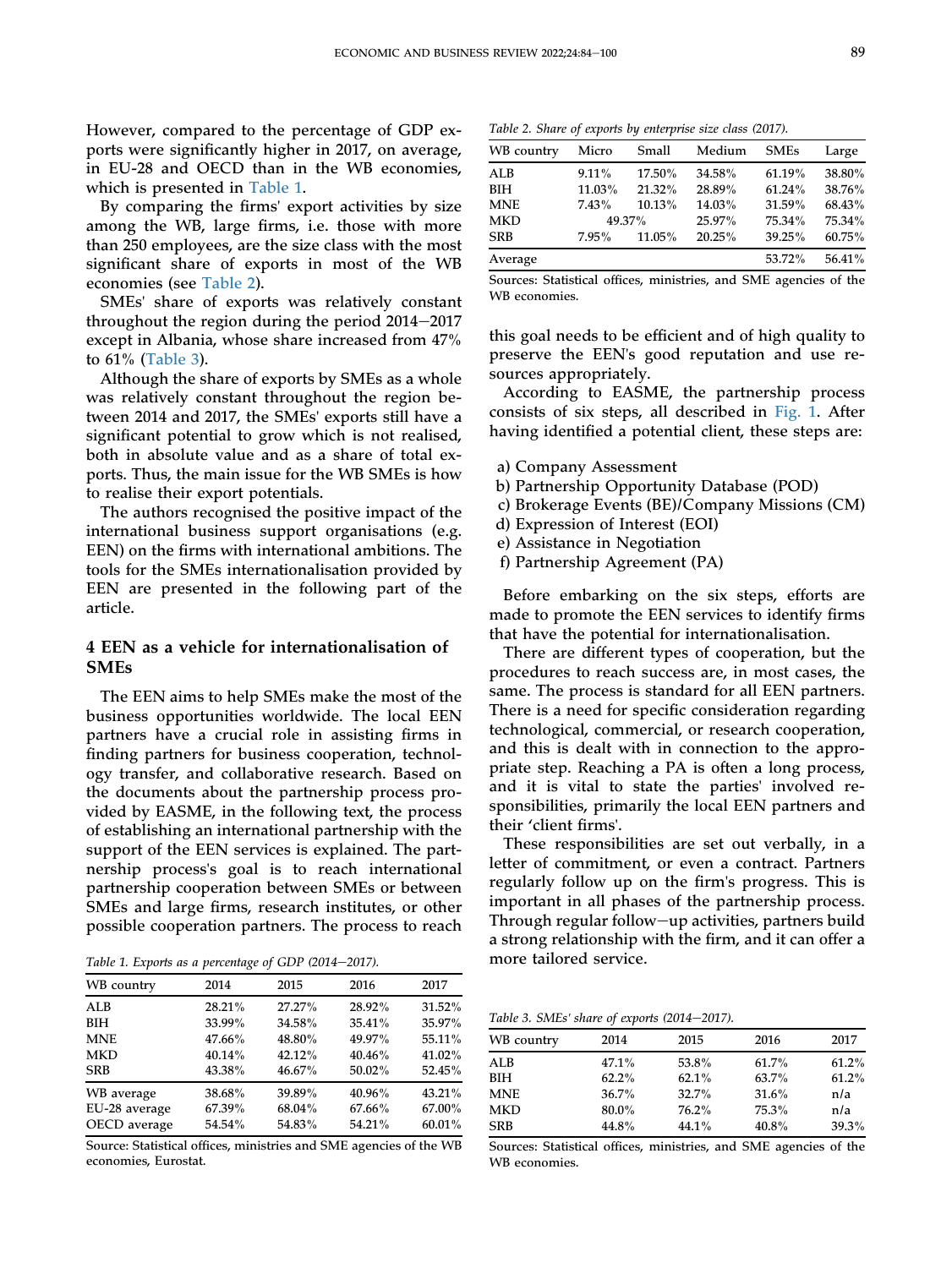However, compared to the percentage of GDP exports were significantly higher in 2017, on average, in EU-28 and OECD than in the WB economies, which is presented in Table 1.

By comparing the firms' export activities by size among the WB, large firms, i.e. those with more than 250 employees, are the size class with the most significant share of exports in most of the WB economies (see Table 2).

SMEs' share of exports was relatively constant throughout the region during the period 2014–2017 except in Albania, whose share increased from 47% to 61% (Table 3).

Although the share of exports by SMEs as a whole was relatively constant throughout the region between 2014 and 2017, the SMEs' exports still have a significant potential to grow which is not realised, both in absolute value and as a share of total exports. Thus, the main issue for the WB SMEs is how to realise their export potentials.

The authors recognised the positive impact of the international business support organisations (e.g. EEN) on the firms with international ambitions. The tools for the SMEs internationalisation provided by EEN are presented in the following part of the article.

## 4 EEN as a vehicle for internationalisation of SMEs

The EEN aims to help SMEs make the most of the business opportunities worldwide. The local EEN partners have a crucial role in assisting firms in finding partners for business cooperation, technology transfer, and collaborative research. Based on the documents about the partnership process provided by EASME, in the following text, the process of establishing an international partnership with the support of the EEN services is explained. The partnership process's goal is to reach international partnership cooperation between SMEs or between SMEs and large firms, research institutes, or other possible cooperation partners. The process to reach this goal needs to be efficient and of high quality to preserve the EEN's good reputation and use resources appropriately.

*Table 1. Exports as a percentage of GDP (2014–2017).*

| WB country | 2014 | 2015 | 2016 | 2017 |
|---|---|---|---|---|
| ALB | 28.21% | 27.27% | 28.92% | 31.52% |
| BIH | 33.99% | 34.58% | 35.41% | 35.97% |
| MNE | 47.66% | 48.80% | 49.97% | 55.11% |
| MKD | 40.14% | 42.12% | 40.46% | 41.02% |
| SRB | 43.38% | 46.67% | 50.02% | 52.45% |
| WB average | 38.68% | 39.89% | 40.96% | 43.21% |
| EU-28 average | 67.39% | 68.04% | 67.66% | 67.00% |
| OECD average | 54.54% | 54.83% | 54.21% | 60.01% |

Source: Statistical offices, ministries and SME agencies of the WB economies, Eurostat.

*Table 2. Share of exports by enterprise size class (2017).*

| WB country | Micro | Small | Medium | SMEs | Large |
|---|---|---|---|---|---|
| ALB | 9.11% | 17.50% | 34.58% | 61.19% | 38.80% |
| BIH | 11.03% | 21.32% | 28.89% | 61.24% | 38.76% |
| MNE | 7.43% | 10.13% | 14.03% | 31.59% | 68.43% |
| MKD | 49.37% | | 25.97% | 75.34% | 75.34% |
| SRB | 7.95% | 11.05% | 20.25% | 39.25% | 60.75% |
| Average | | | | 53.72% | 56.41% |

Sources: Statistical offices, ministries, and SME agencies of the WB economies.

According to EASME, the partnership process consists of six steps, all described in Fig. 1. After having identified a potential client, these steps are:

a) Company Assessment
b) Partnership Opportunity Database (POD)
c) Brokerage Events (BE)/Company Missions (CM)
d) Expression of Interest (EOI)
e) Assistance in Negotiation
f) Partnership Agreement (PA)

Before embarking on the six steps, efforts are made to promote the EEN services to identify firms that have the potential for internationalisation.

There are different types of cooperation, but the procedures to reach success are, in most cases, the same. The process is standard for all EEN partners. There is a need for specific consideration regarding technological, commercial, or research cooperation, and this is dealt with in connection to the appropriate step. Reaching a PA is often a long process, and it is vital to state the parties' involved responsibilities, primarily the local EEN partners and their 'client firms'.

These responsibilities are set out verbally, in a letter of commitment, or even a contract. Partners regularly follow up on the firm's progress. This is important in all phases of the partnership process. Through regular follow−up activities, partners build a strong relationship with the firm, and it can offer a more tailored service.

*Table 3. SMEs' share of exports (2014–2017).*

| WB country | 2014 | 2015 | 2016 | 2017 |
|---|---|---|---|---|
| ALB | 47.1% | 53.8% | 61.7% | 61.2% |
| BIH | 62.2% | 62.1% | 63.7% | 61.2% |
| MNE | 36.7% | 32.7% | 31.6% | n/a |
| MKD | 80.0% | 76.2% | 75.3% | n/a |
| SRB | 44.8% | 44.1% | 40.8% | 39.3% |

Sources: Statistical offices, ministries, and SME agencies of the WB economies.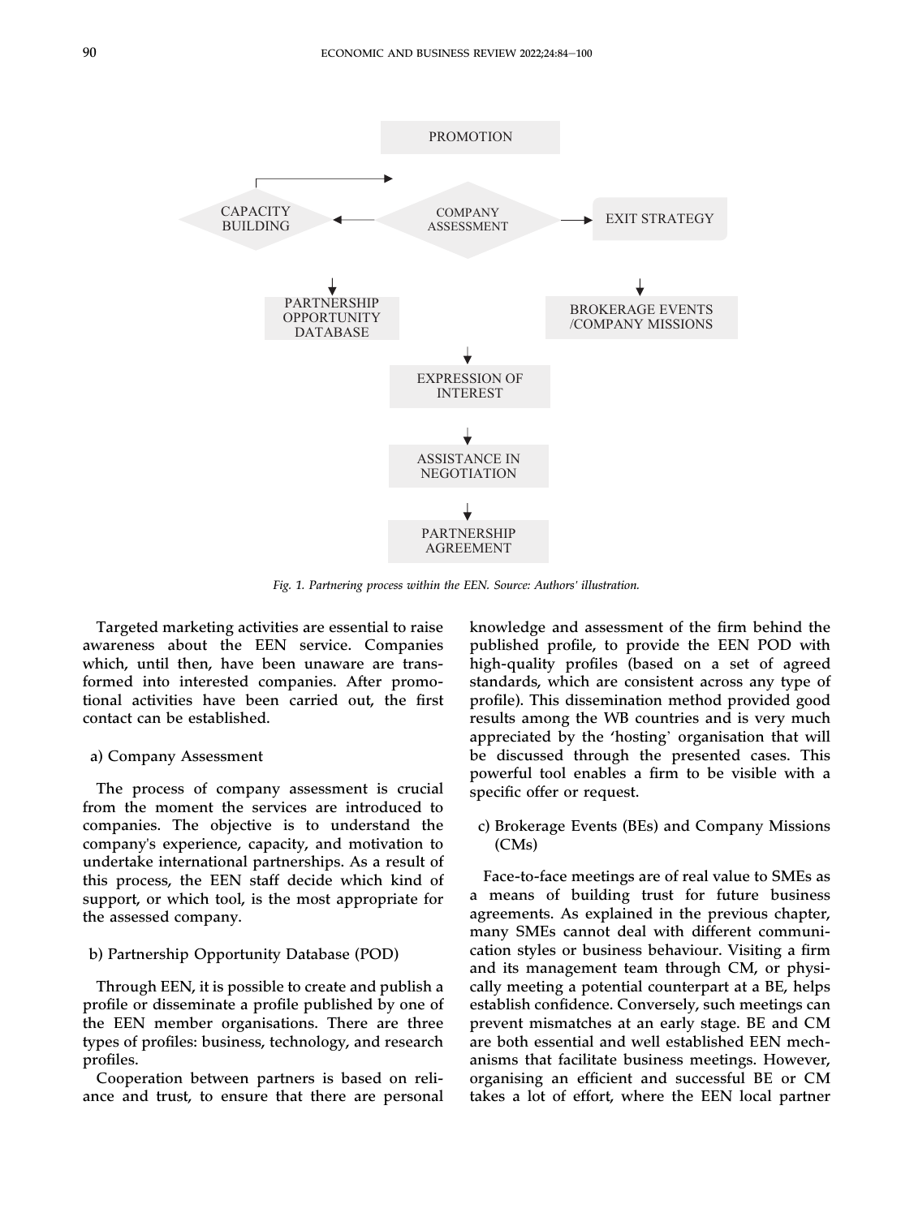PROMOTION

CAPACITY BUILDING

COMPANY ASSESSMENT

EXIT STRATEGY

PARTNERSHIP OPPORTUNITY DATABASE

BROKERAGE EVENTS /COMPANY MISSIONS

EXPRESSION OF INTEREST

ASSISTANCE IN NEGOTIATION

PARTNERSHIP AGREEMENT

*Fig. 1. Partnering process within the EEN. Source: Authors' illustration.*

Targeted marketing activities are essential to raise awareness about the EEN service. Companies which, until then, have been unaware are transformed into interested companies. After promotional activities have been carried out, the first contact can be established.

a) Company Assessment

The process of company assessment is crucial from the moment the services are introduced to companies. The objective is to understand the company's experience, capacity, and motivation to undertake international partnerships. As a result of this process, the EEN staff decide which kind of support, or which tool, is the most appropriate for the assessed company.

b) Partnership Opportunity Database (POD)

Through EEN, it is possible to create and publish a profile or disseminate a profile published by one of the EEN member organisations. There are three types of profiles: business, technology, and research profiles.

Cooperation between partners is based on reliance and trust, to ensure that there are personal knowledge and assessment of the firm behind the published profile, to provide the EEN POD with high-quality profiles (based on a set of agreed standards, which are consistent across any type of profile). This dissemination method provided good results among the WB countries and is very much appreciated by the 'hosting` organisation that will be discussed through the presented cases. This powerful tool enables a firm to be visible with a specific offer or request.

c) Brokerage Events (BEs) and Company Missions (CMs)

Face-to-face meetings are of real value to SMEs as a means of building trust for future business agreements. As explained in the previous chapter, many SMEs cannot deal with different communication styles or business behaviour. Visiting a firm and its management team through CM, or physically meeting a potential counterpart at a BE, helps establish confidence. Conversely, such meetings can prevent mismatches at an early stage. BE and CM are both essential and well established EEN mechanisms that facilitate business meetings. However, organising an efficient and successful BE or CM takes a lot of effort, where the EEN local partner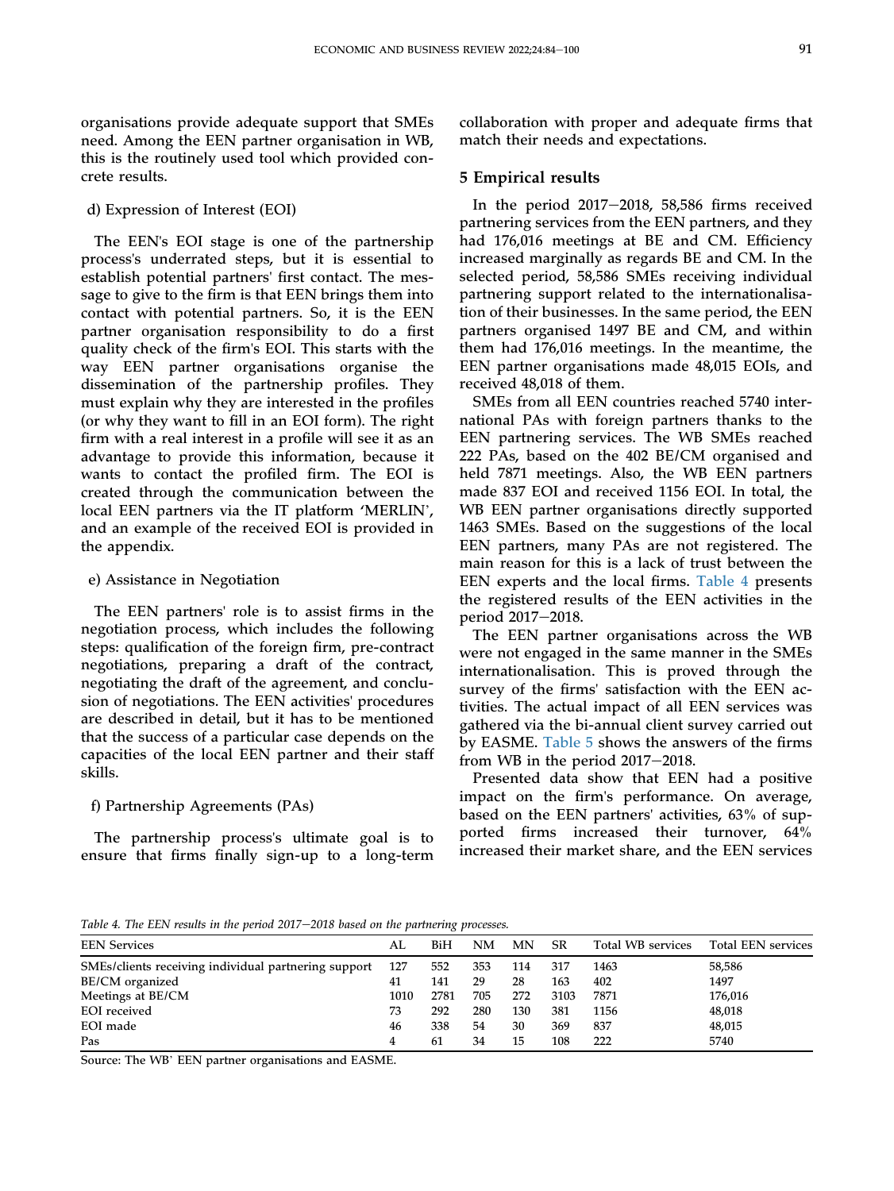organisations provide adequate support that SMEs need. Among the EEN partner organisation in WB, this is the routinely used tool which provided concrete results.

d) Expression of Interest (EOI)

The EEN's EOI stage is one of the partnership process's underrated steps, but it is essential to establish potential partners' first contact. The message to give to the firm is that EEN brings them into contact with potential partners. So, it is the EEN partner organisation responsibility to do a first quality check of the firm's EOI. This starts with the way EEN partner organisations organise the dissemination of the partnership profiles. They must explain why they are interested in the profiles (or why they want to fill in an EOI form). The right firm with a real interest in a profile will see it as an advantage to provide this information, because it wants to contact the profiled firm. The EOI is created through the communication between the local EEN partners via the IT platform 'MERLIN', and an example of the received EOI is provided in the appendix.

e) Assistance in Negotiation

The EEN partners' role is to assist firms in the negotiation process, which includes the following steps: qualification of the foreign firm, pre-contract negotiations, preparing a draft of the contract, negotiating the draft of the agreement, and conclusion of negotiations. The EEN activities' procedures are described in detail, but it has to be mentioned that the success of a particular case depends on the capacities of the local EEN partner and their staff skills.

f) Partnership Agreements (PAs)

The partnership process's ultimate goal is to ensure that firms finally sign-up to a long-term collaboration with proper and adequate firms that match their needs and expectations.

## 5 Empirical results

In the period 2017–2018, 58,586 firms received partnering services from the EEN partners, and they had 176,016 meetings at BE and CM. Efficiency increased marginally as regards BE and CM. In the selected period, 58,586 SMEs receiving individual partnering support related to the internationalisation of their businesses. In the same period, the EEN partners organised 1497 BE and CM, and within them had 176,016 meetings. In the meantime, the EEN partner organisations made 48,015 EOIs, and received 48,018 of them.

SMEs from all EEN countries reached 5740 international PAs with foreign partners thanks to the EEN partnering services. The WB SMEs reached 222 PAs, based on the 402 BE/CM organised and held 7871 meetings. Also, the WB EEN partners made 837 EOI and received 1156 EOI. In total, the WB EEN partner organisations directly supported 1463 SMEs. Based on the suggestions of the local EEN partners, many PAs are not registered. The main reason for this is a lack of trust between the EEN experts and the local firms. Table 4 presents the registered results of the EEN activities in the period 2017–2018.

The EEN partner organisations across the WB were not engaged in the same manner in the SMEs internationalisation. This is proved through the survey of the firms' satisfaction with the EEN activities. The actual impact of all EEN services was gathered via the bi-annual client survey carried out by EASME. Table 5 shows the answers of the firms from WB in the period 2017–2018.

Presented data show that EEN had a positive impact on the firm's performance. On average, based on the EEN partners' activities, 63% of supported firms increased their turnover, 64% increased their market share, and the EEN services

*Table 4. The EEN results in the period 2017–2018 based on the partnering processes.*

| EEN Services | AL | BiH | NM | MN | SR | Total WB services | Total EEN services |
|---|---|---|---|---|---|---|---|
| SMEs/clients receiving individual partnering support | 127 | 552 | 353 | 114 | 317 | 1463 | 58,586 |
| BE/CM organized | 41 | 141 | 29 | 28 | 163 | 402 | 1497 |
| Meetings at BE/CM | 1010 | 2781 | 705 | 272 | 3103 | 7871 | 176,016 |
| EOI received | 73 | 292 | 280 | 130 | 381 | 1156 | 48,018 |
| EOI made | 46 | 338 | 54 | 30 | 369 | 837 | 48,015 |
| Pas | 4 | 61 | 34 | 15 | 108 | 222 | 5740 |

Source: The WB' EEN partner organisations and EASME.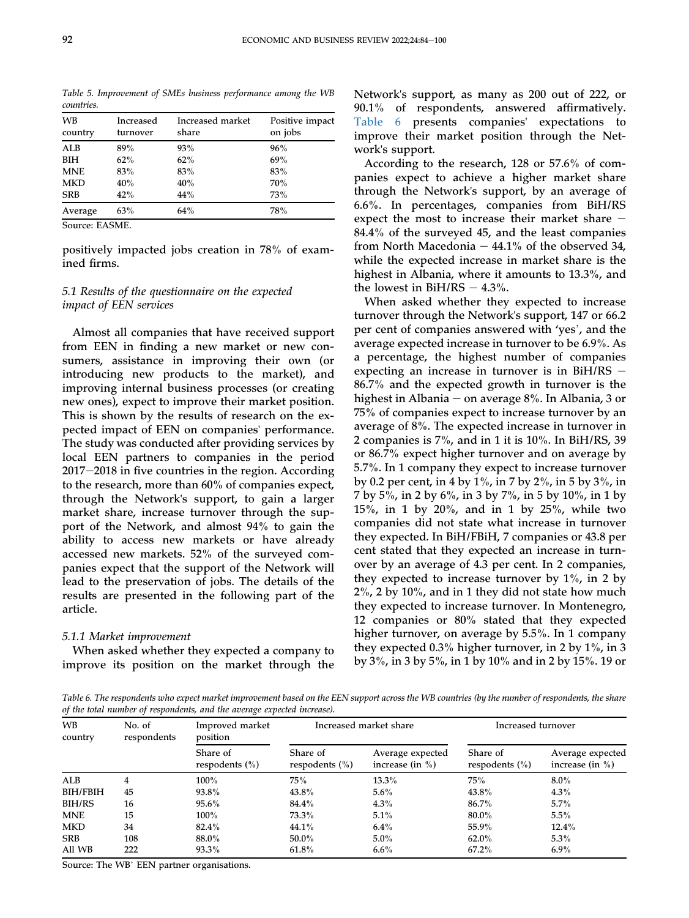Table 5. Improvement of SMEs business performance among the WB countries.

| WB country | Increased turnover | Increased market share | Positive impact on jobs |
|---|---|---|---|
| ALB | 89% | 93% | 96% |
| BIH | 62% | 62% | 69% |
| MNE | 83% | 83% | 83% |
| MKD | 40% | 40% | 70% |
| SRB | 42% | 44% | 73% |
| Average | 63% | 64% | 78% |

Source: EASME.

positively impacted jobs creation in 78% of examined firms.

### 5.1 Results of the questionnaire on the expected impact of EEN services

Almost all companies that have received support from EEN in finding a new market or new consumers, assistance in improving their own (or introducing new products to the market), and improving internal business processes (or creating new ones), expect to improve their market position. This is shown by the results of research on the expected impact of EEN on companies' performance. The study was conducted after providing services by local EEN partners to companies in the period 2017–2018 in five countries in the region. According to the research, more than 60% of companies expect, through the Network's support, to gain a larger market share, increase turnover through the support of the Network, and almost 94% to gain the ability to access new markets or have already accessed new markets. 52% of the surveyed companies expect that the support of the Network will lead to the preservation of jobs. The details of the results are presented in the following part of the article.

#### 5.1.1 Market improvement

When asked whether they expected a company to improve its position on the market through the Network's support, as many as 200 out of 222, or 90.1% of respondents, answered affirmatively. Table 6 presents companies' expectations to improve their market position through the Network's support.

According to the research, 128 or 57.6% of companies expect to achieve a higher market share through the Network's support, by an average of 6.6%. In percentages, companies from BiH/RS expect the most to increase their market share – 84.4% of the surveyed 45, and the least companies from North Macedonia – 44.1% of the observed 34, while the expected increase in market share is the highest in Albania, where it amounts to 13.3%, and the lowest in BiH/RS – 4.3%.

When asked whether they expected to increase turnover through the Network's support, 147 or 66.2 per cent of companies answered with 'yes', and the average expected increase in turnover to be 6.9%. As a percentage, the highest number of companies expecting an increase in turnover is in BiH/RS – 86.7% and the expected growth in turnover is the highest in Albania – on average 8%. In Albania, 3 or 75% of companies expect to increase turnover by an average of 8%. The expected increase in turnover in 2 companies is 7%, and in 1 it is 10%. In BiH/RS, 39 or 86.7% expect higher turnover and on average by 5.7%. In 1 company they expect to increase turnover by 0.2 per cent, in 4 by 1%, in 7 by 2%, in 5 by 3%, in 7 by 5%, in 2 by 6%, in 3 by 7%, in 5 by 10%, in 1 by 15%, in 1 by 20%, and in 1 by 25%, while two companies did not state what increase in turnover they expected. In BiH/FBiH, 7 companies or 43.8 per cent stated that they expected an increase in turnover by an average of 4.3 per cent. In 2 companies, they expected to increase turnover by 1%, in 2 by 2%, 2 by 10%, and in 1 they did not state how much they expected to increase turnover. In Montenegro, 12 companies or 80% stated that they expected higher turnover, on average by 5.5%. In 1 company they expected 0.3% higher turnover, in 2 by 1%, in 3 by 3%, in 3 by 5%, in 1 by 10% and in 2 by 15%. 19 or

Table 6. The respondents who expect market improvement based on the EEN support across the WB countries (by the number of respondents, the share of the total number of respondents, and the average expected increase).

| WB country | No. of respondents | Improved market position | Increased market share | | Increased turnover | |
|---|---|---|---|---|---|---|
| | | Share of respodents (%) | Share of respodents (%) | Average expected increase (in %) | Share of respodents (%) | Average expected increase (in %) |
| ALB | 4 | 100% | 75% | 13.3% | 75% | 8.0% |
| BIH/FBIH | 45 | 93.8% | 43.8% | 5.6% | 43.8% | 4.3% |
| BIH/RS | 16 | 95.6% | 84.4% | 4.3% | 86.7% | 5.7% |
| MNE | 15 | 100% | 73.3% | 5.1% | 80.0% | 5.5% |
| MKD | 34 | 82.4% | 44.1% | 6.4% | 55.9% | 12.4% |
| SRB | 108 | 88.0% | 50.0% | 5.0% | 62.0% | 5.3% |
| All WB | 222 | 93.3% | 61.8% | 6.6% | 67.2% | 6.9% |

Source: The WB' EEN partner organisations.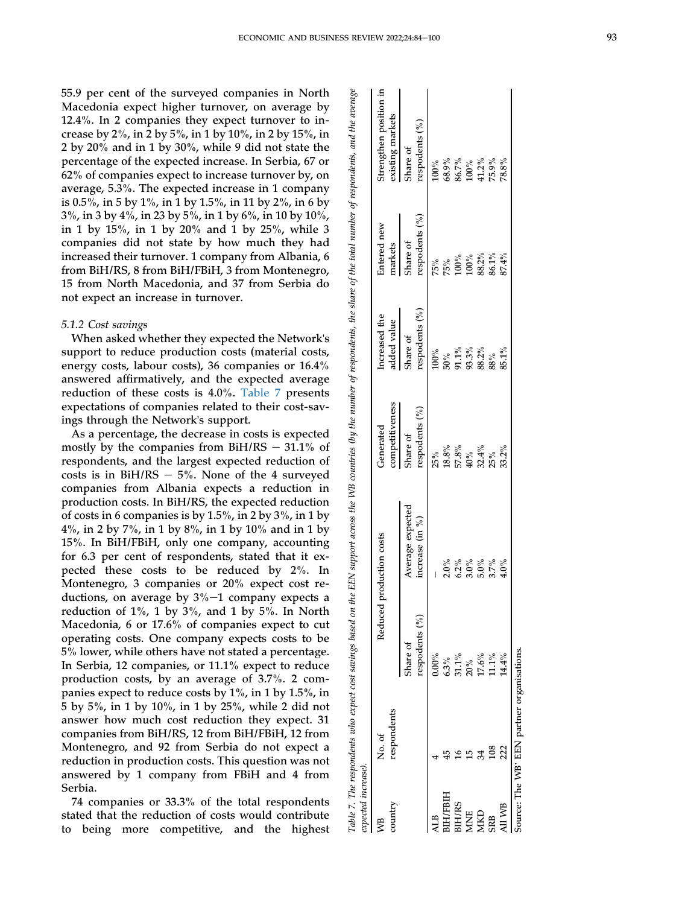55.9 per cent of the surveyed companies in North Macedonia expect higher turnover, on average by 12.4%. In 2 companies they expect turnover to increase by 2%, in 2 by 5%, in 1 by 10%, in 2 by 15%, in 2 by 20% and in 1 by 30%, while 9 did not state the percentage of the expected increase. In Serbia, 67 or 62% of companies expect to increase turnover by, on average, 5.3%. The expected increase in 1 company is 0.5%, in 5 by 1%, in 1 by 1.5%, in 11 by 2%, in 6 by 3%, in 3 by 4%, in 23 by 5%, in 1 by 6%, in 10 by 10%, in 1 by 15%, in 1 by 20% and 1 by 25%, while 3 companies did not state by how much they had increased their turnover. 1 company from Albania, 6 from BiH/RS, 8 from BiH/FBiH, 3 from Montenegro, 15 from North Macedonia, and 37 from Serbia do not expect an increase in turnover.

### 5.1.2 Cost savings

When asked whether they expected the Network's support to reduce production costs (material costs, energy costs, labour costs), 36 companies or 16.4% answered affirmatively, and the expected average reduction of these costs is 4.0%. Table 7 presents expectations of companies related to their cost-savings through the Network's support.

As a percentage, the decrease in costs is expected mostly by the companies from BiH/RS − 31.1% of respondents, and the largest expected reduction of costs is in BiH/RS − 5%. None of the 4 surveyed companies from Albania expects a reduction in production costs. In BiH/RS, the expected reduction of costs in 6 companies is by 1.5%, in 2 by 3%, in 1 by 4%, in 2 by 7%, in 1 by 8%, in 1 by 10% and in 1 by 15%. In BiH/FBiH, only one company, accounting for 6.3 per cent of respondents, stated that it expected these costs to be reduced by 2%. In Montenegro, 3 companies or 20% expect cost reductions, on average by 3%−1 company expects a reduction of 1%, 1 by 3%, and 1 by 5%. In North Macedonia, 6 or 17.6% of companies expect to cut operating costs. One company expects costs to be 5% lower, while others have not stated a percentage. In Serbia, 12 companies, or 11.1% expect to reduce production costs, by an average of 3.7%. 2 companies expect to reduce costs by 1%, in 1 by 1.5%, in 5 by 5%, in 1 by 10%, in 1 by 25%, while 2 did not answer how much cost reduction they expect. 31 companies from BiH/RS, 12 from BiH/FBiH, 12 from Montenegro, and 92 from Serbia do not expect a reduction in production costs. This question was not answered by 1 company from FBiH and 4 from Serbia.

74 companies or 33.3% of the total respondents stated that the reduction of costs would contribute to being more competitive, and the highest

*Table 7. The respondents who expect cost savings based on the EEN support across the WB countries (by the number of respondents, the share of the total number of respondents, and the average expected increase).*

| WB country | No. of respondents | Reduced production costs | | Generated competitiveness | Increased the added value | Entered new markets | Strengthen position in existing markets |
|---|---|---|---|---|---|---|---|
| | | Share of respodents (%) | Average expected increase (in %) | Share of respodents (%) | Share of respodents (%) | Share of respodents (%) | Share of respodents (%) |
| ALB | 4 | 0.00% | – | 25% | 100% | 75% | 100% |
| BIH/FBIH | 45 | 6.3% | 2.0% | 18.8% | 50% | 75% | 68.9% |
| BIH/RS | 16 | 31.1% | 6.2% | 57.8% | 91.1% | 100% | 86.7% |
| MNE | 15 | 20% | 3.0% | 40% | 93.3% | 100% | 100% |
| MKD | 34 | 17.6% | 5.0% | 32.4% | 88.2% | 88.2% | 41.2% |
| SRB | 108 | 11.1% | 3.7% | 25% | 88% | 86.1% | 75.9% |
| All WB | 222 | 14.4% | 4.0% | 33.2% | 85.1% | 87.4% | 78.8% |

Source: The WB' EEN partner organisations.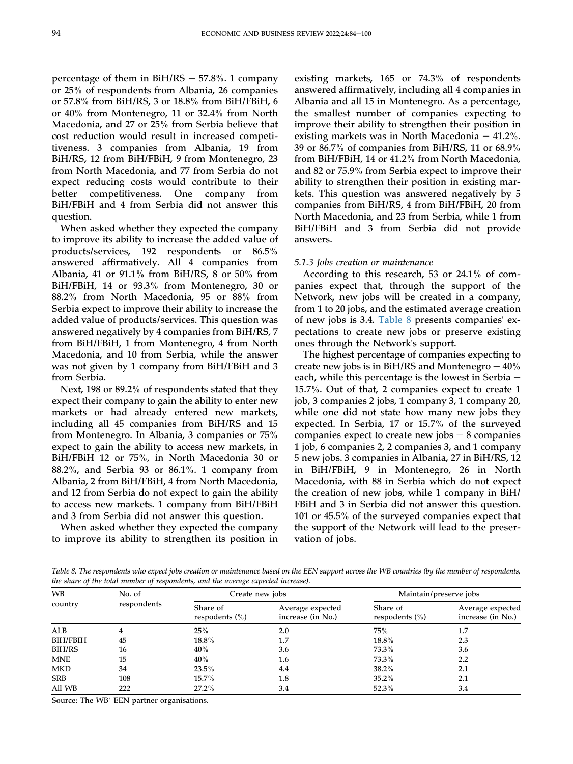percentage of them in BiH/RS – 57.8%. 1 company or 25% of respondents from Albania, 26 companies or 57.8% from BiH/RS, 3 or 18.8% from BiH/FBiH, 6 or 40% from Montenegro, 11 or 32.4% from North Macedonia, and 27 or 25% from Serbia believe that cost reduction would result in increased competitiveness. 3 companies from Albania, 19 from BiH/RS, 12 from BiH/FBiH, 9 from Montenegro, 23 from North Macedonia, and 77 from Serbia do not expect reducing costs would contribute to their better competitiveness. One company from BiH/FBiH and 4 from Serbia did not answer this question.

When asked whether they expected the company to improve its ability to increase the added value of products/services, 192 respondents or 86.5% answered affirmatively. All 4 companies from Albania, 41 or 91.1% from BiH/RS, 8 or 50% from BiH/FBiH, 14 or 93.3% from Montenegro, 30 or 88.2% from North Macedonia, 95 or 88% from Serbia expect to improve their ability to increase the added value of products/services. This question was answered negatively by 4 companies from BiH/RS, 7 from BiH/FBiH, 1 from Montenegro, 4 from North Macedonia, and 10 from Serbia, while the answer was not given by 1 company from BiH/FBiH and 3 from Serbia.

Next, 198 or 89.2% of respondents stated that they expect their company to gain the ability to enter new markets or had already entered new markets, including all 45 companies from BiH/RS and 15 from Montenegro. In Albania, 3 companies or 75% expect to gain the ability to access new markets, in BiH/FBiH 12 or 75%, in North Macedonia 30 or 88.2%, and Serbia 93 or 86.1%. 1 company from Albania, 2 from BiH/FBiH, 4 from North Macedonia, and 12 from Serbia do not expect to gain the ability to access new markets. 1 company from BiH/FBiH and 3 from Serbia did not answer this question.

When asked whether they expected the company to improve its ability to strengthen its position in existing markets, 165 or 74.3% of respondents answered affirmatively, including all 4 companies in Albania and all 15 in Montenegro. As a percentage, the smallest number of companies expecting to improve their ability to strengthen their position in existing markets was in North Macedonia – 41.2%. 39 or 86.7% of companies from BiH/RS, 11 or 68.9% from BiH/FBiH, 14 or 41.2% from North Macedonia, and 82 or 75.9% from Serbia expect to improve their ability to strengthen their position in existing markets. This question was answered negatively by 5 companies from BiH/RS, 4 from BiH/FBiH, 20 from North Macedonia, and 23 from Serbia, while 1 from BiH/FBiH and 3 from Serbia did not provide answers.

### 5.1.3 Jobs creation or maintenance

According to this research, 53 or 24.1% of companies expect that, through the support of the Network, new jobs will be created in a company, from 1 to 20 jobs, and the estimated average creation of new jobs is 3.4. Table 8 presents companies' expectations to create new jobs or preserve existing ones through the Network's support.

The highest percentage of companies expecting to create new jobs is in BiH/RS and Montenegro – 40% each, while this percentage is the lowest in Serbia – 15.7%. Out of that, 2 companies expect to create 1 job, 3 companies 2 jobs, 1 company 3, 1 company 20, while one did not state how many new jobs they expected. In Serbia, 17 or 15.7% of the surveyed companies expect to create new jobs – 8 companies 1 job, 6 companies 2, 2 companies 3, and 1 company 5 new jobs. 3 companies in Albania, 27 in BiH/RS, 12 in BiH/FBiH, 9 in Montenegro, 26 in North Macedonia, with 88 in Serbia which do not expect the creation of new jobs, while 1 company in BiH/FBiH and 3 in Serbia did not answer this question. 101 or 45.5% of the surveyed companies expect that the support of the Network will lead to the preservation of jobs.

*Table 8. The respondents who expect jobs creation or maintenance based on the EEN support across the WB countries (by the number of respondents, the share of the total number of respondents, and the average expected increase).*

| WB country | No. of respondents | Create new jobs | | Maintain/preserve jobs | |
|---|---|---|---|---|---|
| | | Share of respodents (%) | Average expected increase (in No.) | Share of respodents (%) | Average expected increase (in No.) |
| ALB | 4 | 25% | 2.0 | 75% | 1.7 |
| BIH/FBIH | 45 | 18.8% | 1.7 | 18.8% | 2.3 |
| BIH/RS | 16 | 40% | 3.6 | 73.3% | 3.6 |
| MNE | 15 | 40% | 1.6 | 73.3% | 2.2 |
| MKD | 34 | 23.5% | 4.4 | 38.2% | 2.1 |
| SRB | 108 | 15.7% | 1.8 | 35.2% | 2.1 |
| All WB | 222 | 27.2% | 3.4 | 52.3% | 3.4 |

Source: The WB' EEN partner organisations.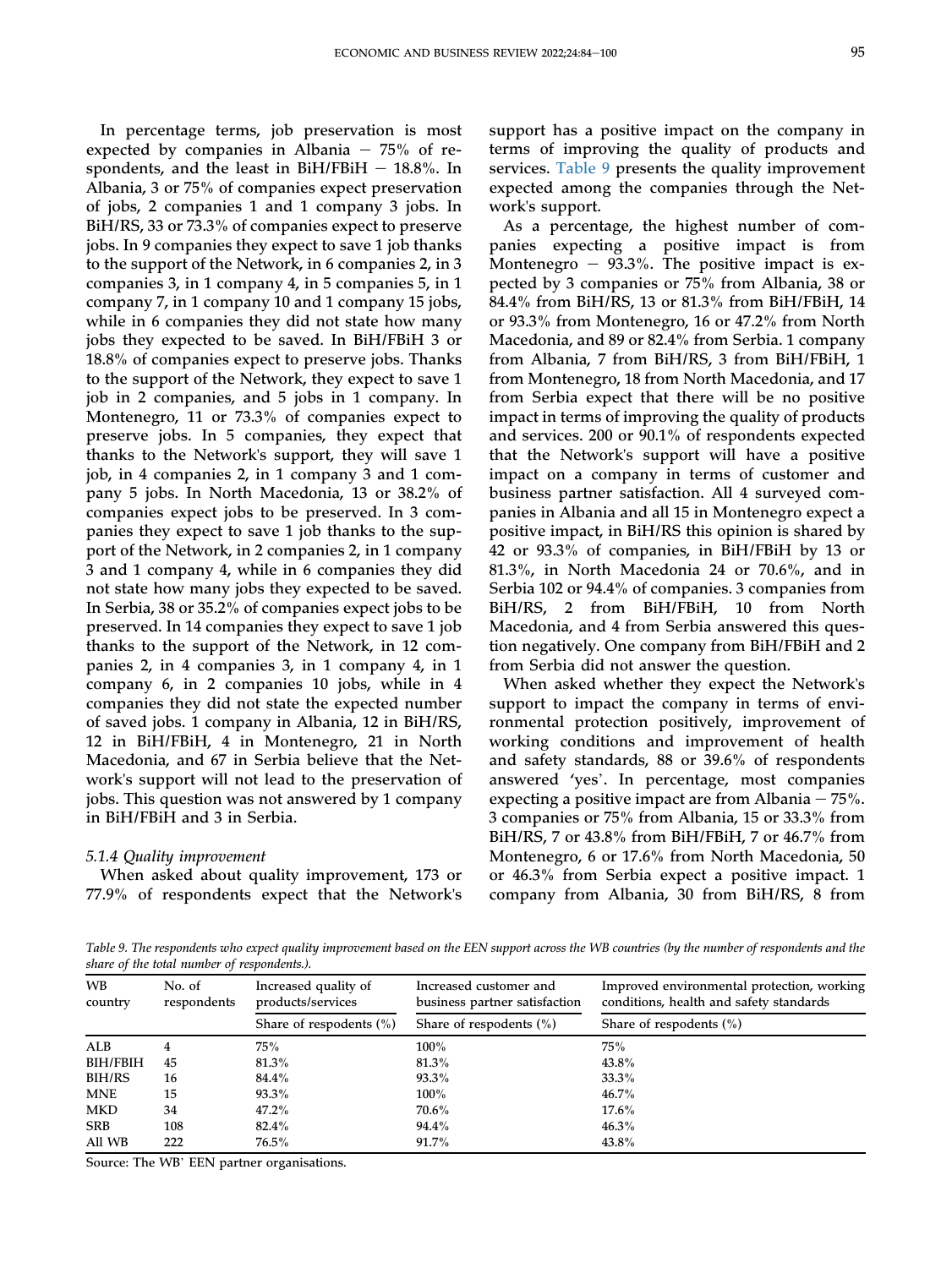In percentage terms, job preservation is most expected by companies in Albania – 75% of respondents, and the least in BiH/FBiH – 18.8%. In Albania, 3 or 75% of companies expect preservation of jobs, 2 companies 1 and 1 company 3 jobs. In BiH/RS, 33 or 73.3% of companies expect to preserve jobs. In 9 companies they expect to save 1 job thanks to the support of the Network, in 6 companies 2, in 3 companies 3, in 1 company 4, in 5 companies 5, in 1 company 7, in 1 company 10 and 1 company 15 jobs, while in 6 companies they did not state how many jobs they expected to be saved. In BiH/FBiH 3 or 18.8% of companies expect to preserve jobs. Thanks to the support of the Network, they expect to save 1 job in 2 companies, and 5 jobs in 1 company. In Montenegro, 11 or 73.3% of companies expect to preserve jobs. In 5 companies, they expect that thanks to the Network's support, they will save 1 job, in 4 companies 2, in 1 company 3 and 1 company 5 jobs. In North Macedonia, 13 or 38.2% of companies expect jobs to be preserved. In 3 companies they expect to save 1 job thanks to the support of the Network, in 2 companies 2, in 1 company 3 and 1 company 4, while in 6 companies they did not state how many jobs they expected to be saved. In Serbia, 38 or 35.2% of companies expect jobs to be preserved. In 14 companies they expect to save 1 job thanks to the support of the Network, in 12 companies 2, in 4 companies 3, in 1 company 4, in 1 company 6, in 2 companies 10 jobs, while in 4 companies they did not state the expected number of saved jobs. 1 company in Albania, 12 in BiH/RS, 12 in BiH/FBiH, 4 in Montenegro, 21 in North Macedonia, and 67 in Serbia believe that the Network's support will not lead to the preservation of jobs. This question was not answered by 1 company in BiH/FBiH and 3 in Serbia.

#### *5.1.4 Quality improvement*

When asked about quality improvement, 173 or 77.9% of respondents expect that the Network's support has a positive impact on the company in terms of improving the quality of products and services. Table 9 presents the quality improvement expected among the companies through the Network's support.

As a percentage, the highest number of companies expecting a positive impact is from Montenegro – 93.3%. The positive impact is expected by 3 companies or 75% from Albania, 38 or 84.4% from BiH/RS, 13 or 81.3% from BiH/FBiH, 14 or 93.3% from Montenegro, 16 or 47.2% from North Macedonia, and 89 or 82.4% from Serbia. 1 company from Albania, 7 from BiH/RS, 3 from BiH/FBiH, 1 from Montenegro, 18 from North Macedonia, and 17 from Serbia expect that there will be no positive impact in terms of improving the quality of products and services. 200 or 90.1% of respondents expected that the Network's support will have a positive impact on a company in terms of customer and business partner satisfaction. All 4 surveyed companies in Albania and all 15 in Montenegro expect a positive impact, in BiH/RS this opinion is shared by 42 or 93.3% of companies, in BiH/FBiH by 13 or 81.3%, in North Macedonia 24 or 70.6%, and in Serbia 102 or 94.4% of companies. 3 companies from BiH/RS, 2 from BiH/FBiH, 10 from North Macedonia, and 4 from Serbia answered this question negatively. One company from BiH/FBiH and 2 from Serbia did not answer the question.

When asked whether they expect the Network's support to impact the company in terms of environmental protection positively, improvement of working conditions and improvement of health and safety standards, 88 or 39.6% of respondents answered 'yes'. In percentage, most companies expecting a positive impact are from Albania – 75%. 3 companies or 75% from Albania, 15 or 33.3% from BiH/RS, 7 or 43.8% from BiH/FBiH, 7 or 46.7% from Montenegro, 6 or 17.6% from North Macedonia, 50 or 46.3% from Serbia expect a positive impact. 1 company from Albania, 30 from BiH/RS, 8 from

*Table 9. The respondents who expect quality improvement based on the EEN support across the WB countries (by the number of respondents and the share of the total number of respondents.).*

| WB country | No. of respondents | Increased quality of products/services | Increased customer and business partner satisfaction | Improved environmental protection, working conditions, health and safety standards |
|---|---|---|---|---|
| | | Share of respondents (%) | Share of respodents (%) | Share of respodents (%) |
| ALB | 4 | 75% | 100% | 75% |
| BIH/FBIH | 45 | 81.3% | 81.3% | 43.8% |
| BIH/RS | 16 | 84.4% | 93.3% | 33.3% |
| MNE | 15 | 93.3% | 100% | 46.7% |
| MKD | 34 | 47.2% | 70.6% | 17.6% |
| SRB | 108 | 82.4% | 94.4% | 46.3% |
| All WB | 222 | 76.5% | 91.7% | 43.8% |

Source: The WB' EEN partner organisations.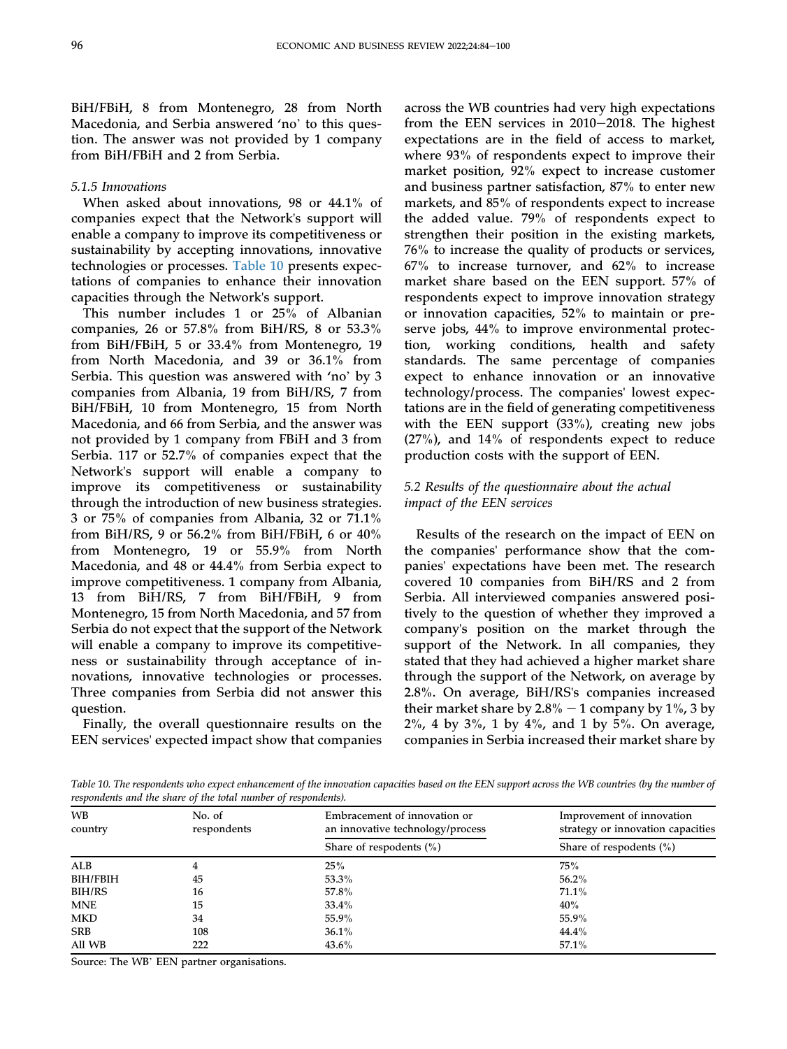BiH/FBiH, 8 from Montenegro, 28 from North Macedonia, and Serbia answered 'no' to this question. The answer was not provided by 1 company from BiH/FBiH and 2 from Serbia.

#### *5.1.5 Innovations*

When asked about innovations, 98 or 44.1% of companies expect that the Network's support will enable a company to improve its competitiveness or sustainability by accepting innovations, innovative technologies or processes. Table 10 presents expectations of companies to enhance their innovation capacities through the Network's support.

This number includes 1 or 25% of Albanian companies, 26 or 57.8% from BiH/RS, 8 or 53.3% from BiH/FBiH, 5 or 33.4% from Montenegro, 19 from North Macedonia, and 39 or 36.1% from Serbia. This question was answered with 'no' by 3 companies from Albania, 19 from BiH/RS, 7 from BiH/FBiH, 10 from Montenegro, 15 from North Macedonia, and 66 from Serbia, and the answer was not provided by 1 company from FBiH and 3 from Serbia. 117 or 52.7% of companies expect that the Network's support will enable a company to improve its competitiveness or sustainability through the introduction of new business strategies. 3 or 75% of companies from Albania, 32 or 71.1% from BiH/RS, 9 or 56.2% from BiH/FBiH, 6 or 40% from Montenegro, 19 or 55.9% from North Macedonia, and 48 or 44.4% from Serbia expect to improve competitiveness. 1 company from Albania, 13 from BiH/RS, 7 from BiH/FBiH, 9 from Montenegro, 15 from North Macedonia, and 57 from Serbia do not expect that the support of the Network will enable a company to improve its competitiveness or sustainability through acceptance of innovations, innovative technologies or processes. Three companies from Serbia did not answer this question.

Finally, the overall questionnaire results on the EEN services' expected impact show that companies across the WB countries had very high expectations from the EEN services in 2010–2018. The highest expectations are in the field of access to market, where 93% of respondents expect to improve their market position, 92% expect to increase customer and business partner satisfaction, 87% to enter new markets, and 85% of respondents expect to increase the added value. 79% of respondents expect to strengthen their position in the existing markets, 76% to increase the quality of products or services, 67% to increase turnover, and 62% to increase market share based on the EEN support. 57% of respondents expect to improve innovation strategy or innovation capacities, 52% to maintain or preserve jobs, 44% to improve environmental protection, working conditions, health and safety standards. The same percentage of companies expect to enhance innovation or an innovative technology/process. The companies' lowest expectations are in the field of generating competitiveness with the EEN support (33%), creating new jobs (27%), and 14% of respondents expect to reduce production costs with the support of EEN.

### *5.2 Results of the questionnaire about the actual impact of the EEN services*

Results of the research on the impact of EEN on the companies' performance show that the companies' expectations have been met. The research covered 10 companies from BiH/RS and 2 from Serbia. All interviewed companies answered positively to the question of whether they improved a company's position on the market through the support of the Network. In all companies, they stated that they had achieved a higher market share through the support of the Network, on average by 2.8%. On average, BiH/RS's companies increased their market share by 2.8% – 1 company by 1%, 3 by 2%, 4 by 3%, 1 by 4%, and 1 by 5%. On average, companies in Serbia increased their market share by

*Table 10. The respondents who expect enhancement of the innovation capacities based on the EEN support across the WB countries (by the number of respondents and the share of the total number of respondents).*

| WB country | No. of respondents | Embracement of innovation or an innovative technology/process | Improvement of innovation strategy or innovation capacities |
|---|---|---|---|
| | | Share of respodents (%) | Share of respodents (%) |
| ALB | 4 | 25% | 75% |
| BIH/FBIH | 45 | 53.3% | 56.2% |
| BIH/RS | 16 | 57.8% | 71.1% |
| MNE | 15 | 33.4% | 40% |
| MKD | 34 | 55.9% | 55.9% |
| SRB | 108 | 36.1% | 44.4% |
| All WB | 222 | 43.6% | 57.1% |

Source: The WB' EEN partner organisations.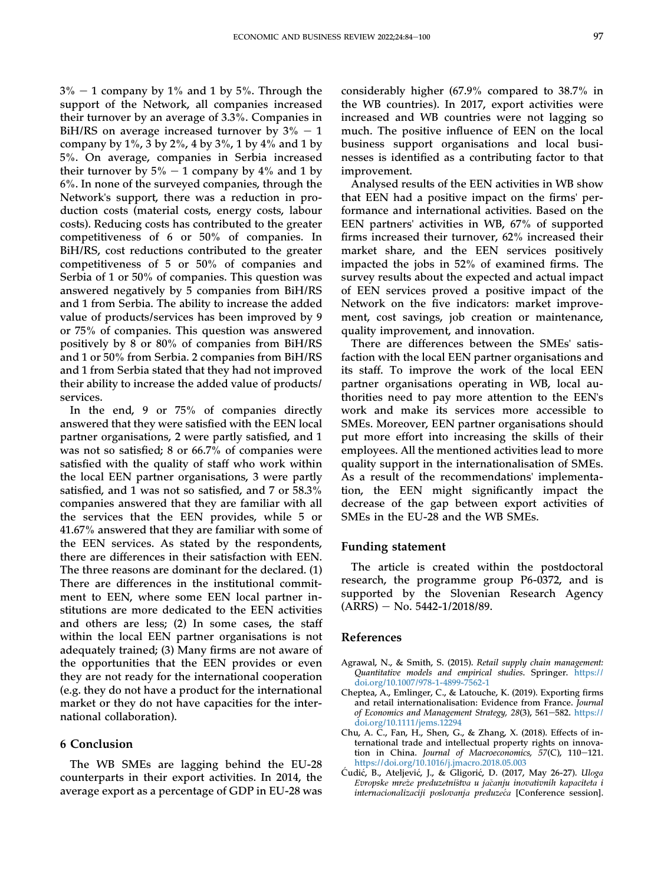3% − 1 company by 1% and 1 by 5%. Through the support of the Network, all companies increased their turnover by an average of 3.3%. Companies in BiH/RS on average increased turnover by 3% − 1 company by 1%, 3 by 2%, 4 by 3%, 1 by 4% and 1 by 5%. On average, companies in Serbia increased their turnover by 5% − 1 company by 4% and 1 by 6%. In none of the surveyed companies, through the Network's support, there was a reduction in production costs (material costs, energy costs, labour costs). Reducing costs has contributed to the greater competitiveness of 6 or 50% of companies. In BiH/RS, cost reductions contributed to the greater competitiveness of 5 or 50% of companies and Serbia of 1 or 50% of companies. This question was answered negatively by 5 companies from BiH/RS and 1 from Serbia. The ability to increase the added value of products/services has been improved by 9 or 75% of companies. This question was answered positively by 8 or 80% of companies from BiH/RS and 1 or 50% from Serbia. 2 companies from BiH/RS and 1 from Serbia stated that they had not improved their ability to increase the added value of products/services.

In the end, 9 or 75% of companies directly answered that they were satisfied with the EEN local partner organisations, 2 were partly satisfied, and 1 was not so satisfied; 8 or 66.7% of companies were satisfied with the quality of staff who work within the local EEN partner organisations, 3 were partly satisfied, and 1 was not so satisfied, and 7 or 58.3% companies answered that they are familiar with all the services that the EEN provides, while 5 or 41.67% answered that they are familiar with some of the EEN services. As stated by the respondents, there are differences in their satisfaction with EEN. The three reasons are dominant for the declared. (1) There are differences in the institutional commitment to EEN, where some EEN local partner institutions are more dedicated to the EEN activities and others are less; (2) In some cases, the staff within the local EEN partner organisations is not adequately trained; (3) Many firms are not aware of the opportunities that the EEN provides or even they are not ready for the international cooperation (e.g. they do not have a product for the international market or they do not have capacities for the international collaboration).

## 6 Conclusion

The WB SMEs are lagging behind the EU-28 counterparts in their export activities. In 2014, the average export as a percentage of GDP in EU-28 was considerably higher (67.9% compared to 38.7% in the WB countries). In 2017, export activities were increased and WB countries were not lagging so much. The positive influence of EEN on the local business support organisations and local businesses is identified as a contributing factor to that improvement.

Analysed results of the EEN activities in WB show that EEN had a positive impact on the firms' performance and international activities. Based on the EEN partners' activities in WB, 67% of supported firms increased their turnover, 62% increased their market share, and the EEN services positively impacted the jobs in 52% of examined firms. The survey results about the expected and actual impact of EEN services proved a positive impact of the Network on the five indicators: market improvement, cost savings, job creation or maintenance, quality improvement, and innovation.

There are differences between the SMEs' satisfaction with the local EEN partner organisations and its staff. To improve the work of the local EEN partner organisations operating in WB, local authorities need to pay more attention to the EEN's work and make its services more accessible to SMEs. Moreover, EEN partner organisations should put more effort into increasing the skills of their employees. All the mentioned activities lead to more quality support in the internationalisation of SMEs. As a result of the recommendations' implementation, the EEN might significantly impact the decrease of the gap between export activities of SMEs in the EU-28 and the WB SMEs.

## Funding statement

The article is created within the postdoctoral research, the programme group P6-0372, and is supported by the Slovenian Research Agency (ARRS) − No. 5442-1/2018/89.

## References

Agrawal, N., & Smith, S. (2015). *Retail supply chain management: Quantitative models and empirical studies*. Springer. https://doi.org/10.1007/978-1-4899-7562-1

Cheptea, A., Emlinger, C., & Latouche, K. (2019). Exporting firms and retail internationalisation: Evidence from France. *Journal of Economics and Management Strategy, 28*(3), 561−582. https://doi.org/10.1111/jems.12294

Chu, A. C., Fan, H., Shen, G., & Zhang, X. (2018). Effects of international trade and intellectual property rights on innovation in China. *Journal of Macroeconomics, 57*(C), 110−121. https://doi.org/10.1016/j.jmacro.2018.05.003

Ćudić, B., Ateljević, J., & Gligorić, D. (2017, May 26-27). *Uloga Evropske mreže preduzetništva u jačanju inovativnih kapaciteta i internacionalizaciji poslovanja preduzeća* [Conference session].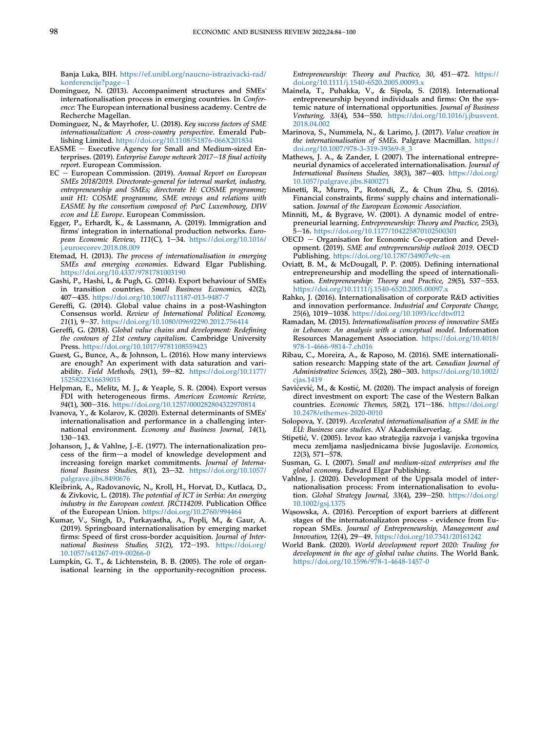Banja Luka, BIH. https://ef.unibl.org/naucno-istrazivacki-rad/konferencije?page=1

Dominguez, N. (2013). Accompaniment structures and SMEs' internationalisation process in emerging countries. In *Conference:* The European international business academy. Centre de Recherche Magellan.

Dominguez, N., & Mayrhofer, U. (2018). *Key success factors of SME internationalization: A cross-country perspective*. Emerald Publishing Limited. https://doi.org/10.1108/S1876-066X201834

EASME – Executive Agency for Small and Medium-sized Enterprises. (2019). *Enterprise Europe network 2017–18 final activity report*. European Commission.

EC – European Commission. (2019). *Annual Report on European SMEs 2018/2019. Directorate-general for internal market, industry, entrepreneurship and SMEs; directorate H: COSME programme; unit H1: COSME programme, SME envoys and relations with EASME by the consortium composed of: PwC Luxembourg, DIW econ and LE Europe*. European Commission.

Egger, P., Erhardt, K., & Lassmann, A. (2019). Immigration and firms' integration in international production networks. *European Economic Review, 111*(C), 1–34. https://doi.org/10.1016/j.euroecorev.2018.08.009

Etemad, H. (2013). *The process of internationalisation in emerging SMEs and emerging economies*. Edward Elgar Publishing. https://doi.org/10.4337/9781781003190

Gashi, P., Hashi, I., & Pugh, G. (2014). Export behaviour of SMEs in transition countries. *Small Business Economics, 42*(2), 407–435. https://doi.org/10.1007/s11187-013-9487-7

Gereffi, G. (2014). Global value chains in a post-Washington Consensus world. *Review of International Political Economy, 21*(1), 9–37. https://doi.org/10.1080/09692290.2012.756414

Gereffi, G. (2018). *Global value chains and development: Redefining the contours of 21st century capitalism*. Cambridge University Press. https://doi.org/10.1017/9781108559423

Guest, G., Bunce, A., & Johnson, L. (2016). How many interviews are enough? An experiment with data saturation and variability. *Field Methods, 29*(1), 59–82. https://doi.org/10.1177/1525822X16639015

Helpman, E., Melitz, M. J., & Yeaple, S. R. (2004). Export versus FDI with heterogeneous firms. *American Economic Review, 94*(1), 300–316. https://doi.org/10.1257/000282804322970814

Ivanova, Y., & Kolarov, K. (2020). External determinants of SMEs' internationalisation and performance in a challenging international environment. *Economy and Business Journal, 14*(1), 130–143.

Johanson, J., & Vahlne, J.-E. (1977). The internationalization process of the firm—a model of knowledge development and increasing foreign market commitments. *Journal of International Business Studies, 8*(1), 23–32. https://doi.org/10.1057/palgrave.jibs.8490676

Kleibrink, A., Radovanovic, N., Kroll, H., Horvat, D., Kutlaca, D., & Zivkovic, L. (2018). *The potential of ICT in Serbia: An emerging industry in the European context. JRC114209*. Publication Office of the European Union. https://doi.org/10.2760/994464

Kumar, V., Singh, D., Purkayastha, A., Popli, M., & Gaur, A. (2019). Springboard internationalisation by emerging market firms: Speed of first cross-border acquisition. *Journal of International Business Studies, 51*(2), 172–193. https://doi.org/10.1057/s41267-019-00266-0

Lumpkin, G. T., & Lichtenstein, B. B. (2005). The role of organisational learning in the opportunity-recognition process. *Entrepreneurship: Theory and Practice, 30*, 451–472. https://doi.org/10.1111/j.1540-6520.2005.00093.x

Mainela, T., Puhakka, V., & Sipola, S. (2018). International entrepreneurship beyond individuals and firms: On the systemic nature of international opportunities. *Journal of Business Venturing, 33*(4), 534–550. https://doi.org/10.1016/j.jbusvent.2018.04.002

Marinova, S., Nummela, N., & Larimo, J. (2017). *Value creation in the internationalisation of SMEs*. Palgrave Macmillan. https://doi.org/10.1007/978-3-319-39369-8_3

Mathews, J. A., & Zander, I. (2007). The international entrepreneurial dynamics of accelerated internationalisation. *Journal of International Business Studies, 38*(3), 387–403. https://doi.org/10.1057/palgrave.jibs.8400271

Minetti, R., Murro, P., Rotondi, Z., & Chun Zhu, S. (2016). Financial constraints, firms' supply chains and internationalisation. *Journal of the European Economic Association*.

Minniti, M., & Bygrave, W. (2001). A dynamic model of entrepreneurial learning. *Entrepreneurship: Theory and Practice, 25*(3), 5–16. https://doi.org/10.1177/104225870102500301

OECD – Organisation for Economic Co-operation and Development. (2019). *SME and entrepreneurship outlook 2019*. OECD Publishing. https://doi.org/10.1787/34907e9c-en

Oviatt, B. M., & McDougall, P. P. (2005). Defining international entrepreneurship and modelling the speed of internationalisation. *Entrepreneurship: Theory and Practice, 29*(5), 537–553. https://doi.org/10.1111/j.1540-6520.2005.00097.x

Rahko, J. (2016). Internationalisation of corporate R&D activities and innovation performance. *Industrial and Corporate Change, 25*(6), 1019–1038. https://doi.org/10.1093/icc/dtw012

Ramadan, M. (2015). *Internationalisation process of innovative SMEs in Lebanon: An analysis with a conceptual model*. Information Resources Management Association. https://doi.org/10.4018/978-1-4666-9814-7.ch016

Ribau, C., Moreira, A., & Raposo, M. (2016). SME internationalisation research: Mapping state of the art. *Canadian Journal of Administrative Sciences, 35*(2), 280–303. https://doi.org/10.1002/cjas.1419

Savićević, M., & Kostić, M. (2020). The impact analysis of foreign direct investment on export: The case of the Western Balkan countries. *Economic Themes, 58*(2), 171–186. https://doi.org/10.2478/ethemes-2020-0010

Solopova, Y. (2019). *Accelerated internationalisation of a SME in the EU: Business case studies*. AV Akademikerverlag.

Stipetić, V. (2005). Izvoz kao strategija razvoja i vanjska trgovina mecu zemljama nasljednicama bivše Jugoslavije. *Economics, 12*(3), 571–578.

Susman, G. I. (2007). *Small and medium-sized enterprises and the global economy*. Edward Elgar Publishing.

Vahlne, J. (2020). Development of the Uppsala model of internationalisation process: From internationalisation to evolution. *Global Strategy Journal, 33*(4), 239–250. https://doi.org/10.1002/gsj.1375

Wąsowska, A. (2016). Perception of export barriers at different stages of the internatonalizaton process - evidence from European SMEs. *Journal of Entrepreneurship, Management and Innovation, 12*(4), 29–49. https://doi.org/10.7341/20161242

World Bank. (2020). *World development report 2020: Trading for development in the age of global value chains*. The World Bank. https://doi.org/10.1596/978-1-4648-1457-0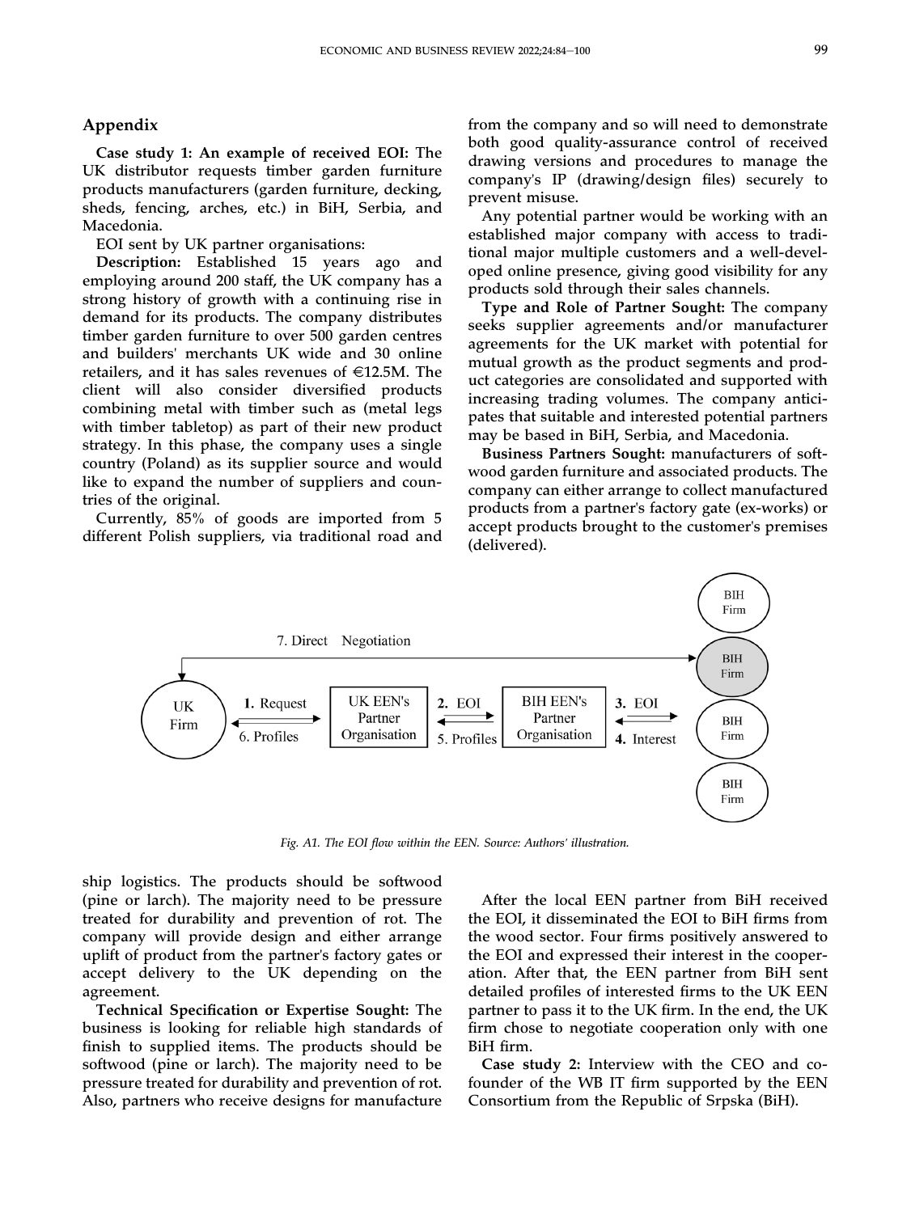## Appendix

**Case study 1: An example of received EOI:** The UK distributor requests timber garden furniture products manufacturers (garden furniture, decking, sheds, fencing, arches, etc.) in BiH, Serbia, and Macedonia.

EOI sent by UK partner organisations:

**Description:** Established 15 years ago and employing around 200 staff, the UK company has a strong history of growth with a continuing rise in demand for its products. The company distributes timber garden furniture to over 500 garden centres and builders' merchants UK wide and 30 online retailers, and it has sales revenues of €12.5M. The client will also consider diversified products combining metal with timber such as (metal legs with timber tabletop) as part of their new product strategy. In this phase, the company uses a single country (Poland) as its supplier source and would like to expand the number of suppliers and countries of the original.

Currently, 85% of goods are imported from 5 different Polish suppliers, via traditional road and ship logistics. The products should be softwood (pine or larch). The majority need to be pressure treated for durability and prevention of rot. The company will provide design and either arrange uplift of product from the partner's factory gates or accept delivery to the UK depending on the agreement.

**Technical Specification or Expertise Sought:** The business is looking for reliable high standards of finish to supplied items. The products should be softwood (pine or larch). The majority need to be pressure treated for durability and prevention of rot. Also, partners who receive designs for manufacture from the company and so will need to demonstrate both good quality-assurance control of received drawing versions and procedures to manage the company's IP (drawing/design files) securely to prevent misuse.

Any potential partner would be working with an established major company with access to traditional major multiple customers and a well-developed online presence, giving good visibility for any products sold through their sales channels.

**Type and Role of Partner Sought:** The company seeks supplier agreements and/or manufacturer agreements for the UK market with potential for mutual growth as the product segments and product categories are consolidated and supported with increasing trading volumes. The company anticipates that suitable and interested potential partners may be based in BiH, Serbia, and Macedonia.

**Business Partners Sought:** manufacturers of softwood garden furniture and associated products. The company can either arrange to collect manufactured products from a partner's factory gate (ex-works) or accept products brought to the customer's premises (delivered).

*Fig. A1. The EOI flow within the EEN. Source: Authors' illustration.*

After the local EEN partner from BiH received the EOI, it disseminated the EOI to BiH firms from the wood sector. Four firms positively answered to the EOI and expressed their interest in the cooperation. After that, the EEN partner from BiH sent detailed profiles of interested firms to the UK EEN partner to pass it to the UK firm. In the end, the UK firm chose to negotiate cooperation only with one BiH firm.

**Case study 2:** Interview with the CEO and co-founder of the WB IT firm supported by the EEN Consortium from the Republic of Srpska (BiH).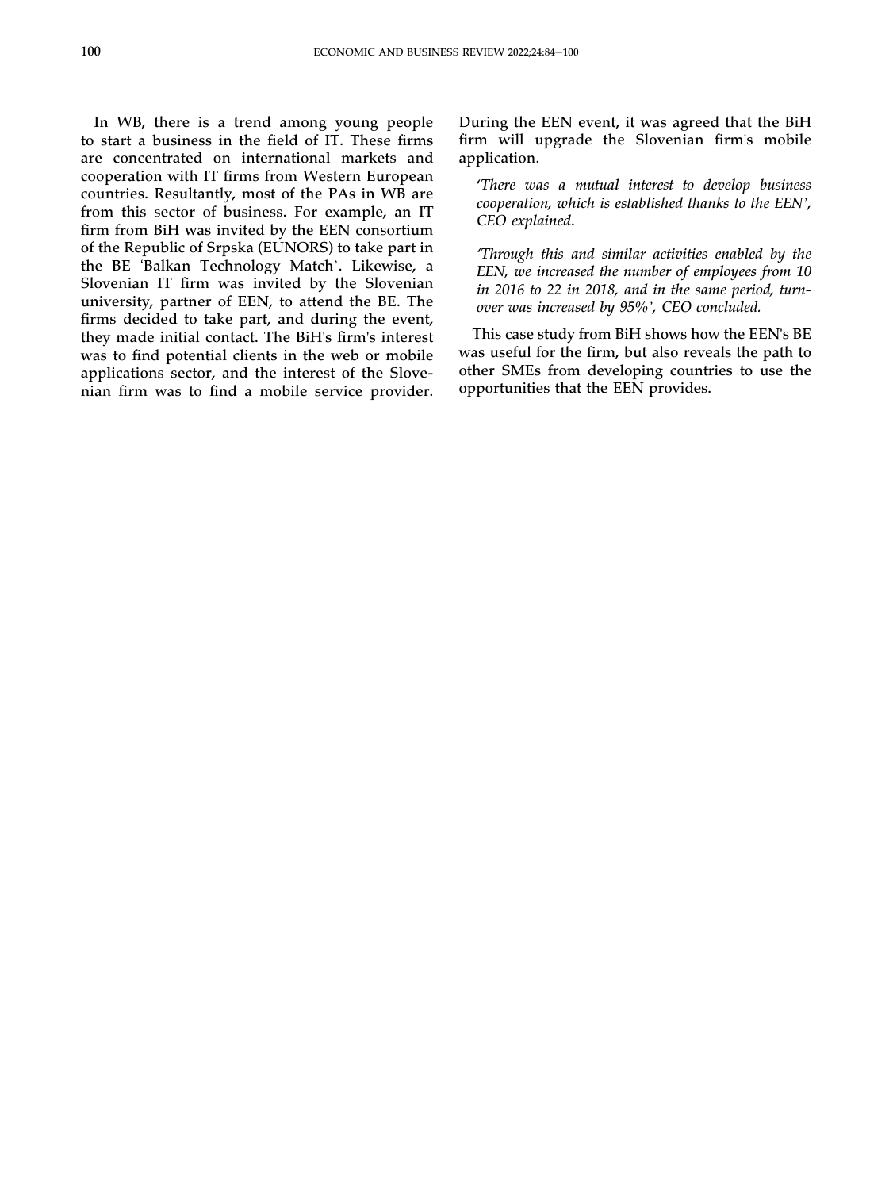In WB, there is a trend among young people to start a business in the field of IT. These firms are concentrated on international markets and cooperation with IT firms from Western European countries. Resultantly, most of the PAs in WB are from this sector of business. For example, an IT firm from BiH was invited by the EEN consortium of the Republic of Srpska (EUNORS) to take part in the BE 'Balkan Technology Match'. Likewise, a Slovenian IT firm was invited by the Slovenian university, partner of EEN, to attend the BE. The firms decided to take part, and during the event, they made initial contact. The BiH's firm's interest was to find potential clients in the web or mobile applications sector, and the interest of the Slovenian firm was to find a mobile service provider. During the EEN event, it was agreed that the BiH firm will upgrade the Slovenian firm's mobile application.

> *'There was a mutual interest to develop business cooperation, which is established thanks to the EEN', CEO explained.*

> *'Through this and similar activities enabled by the EEN, we increased the number of employees from 10 in 2016 to 22 in 2018, and in the same period, turnover was increased by 95%', CEO concluded.*

This case study from BiH shows how the EEN's BE was useful for the firm, but also reveals the path to other SMEs from developing countries to use the opportunities that the EEN provides.